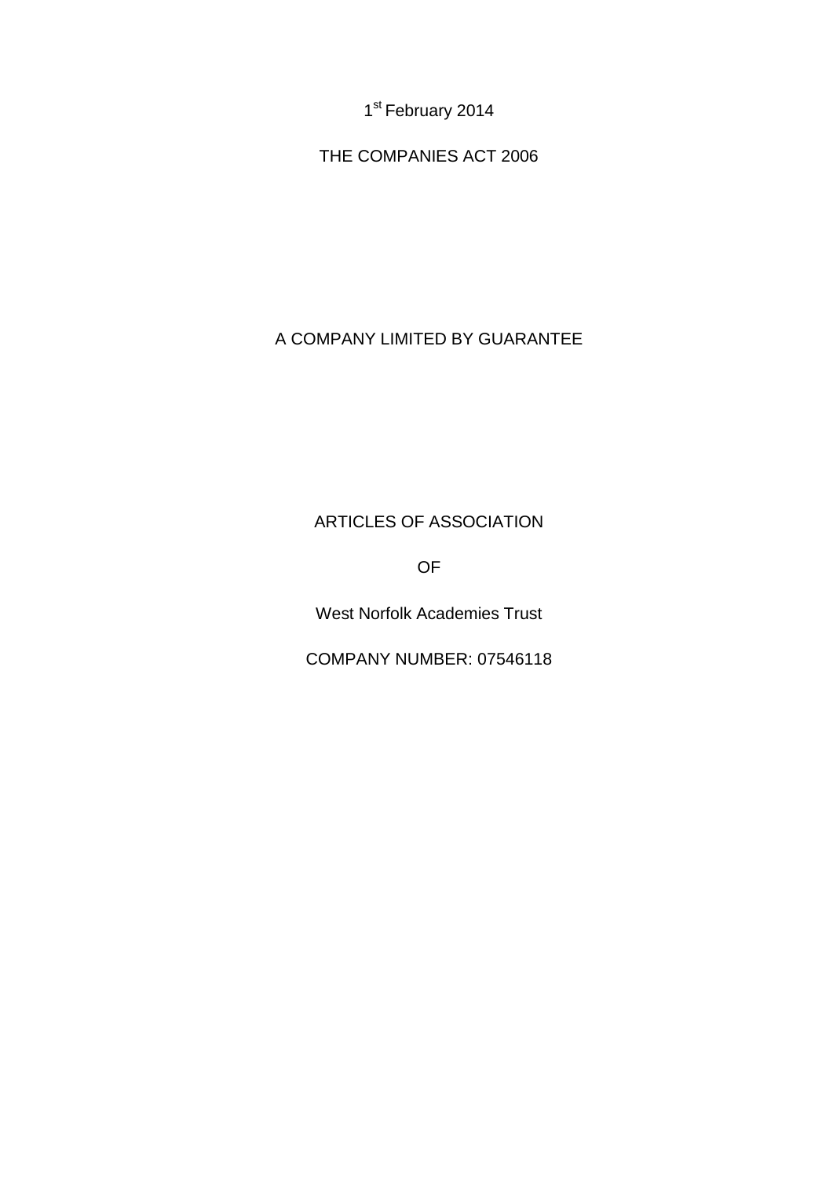1st February 2014

THE COMPANIES ACT 2006

A COMPANY LIMITED BY GUARANTEE

ARTICLES OF ASSOCIATION

OF

West Norfolk Academies Trust

COMPANY NUMBER: 07546118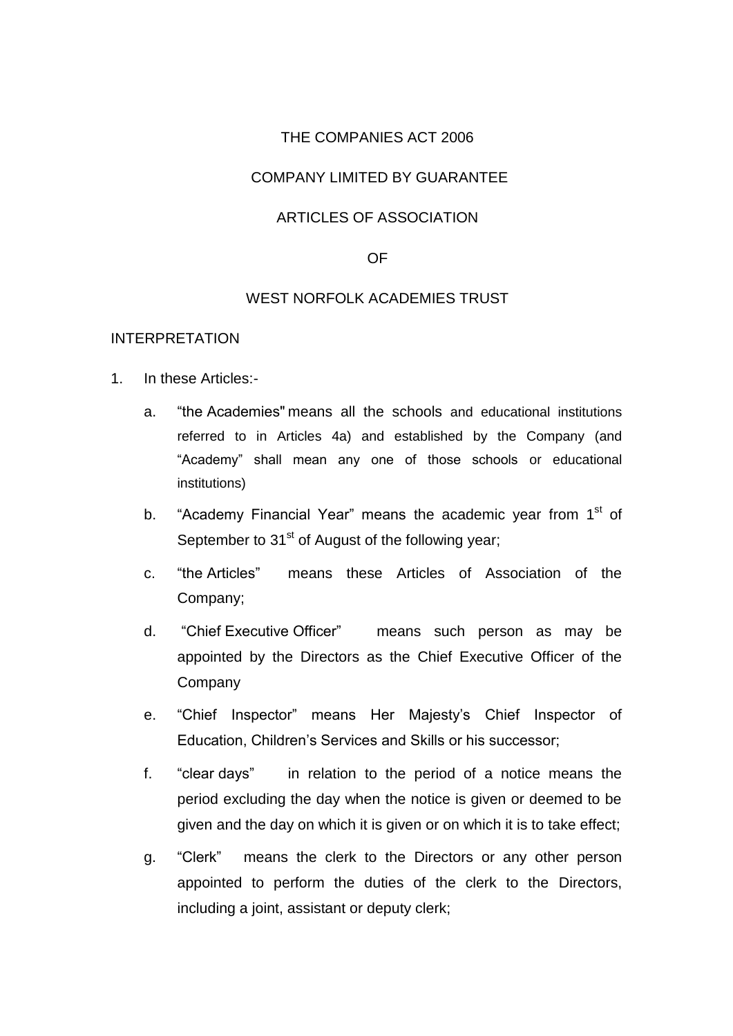THE COMPANIES ACT 2006

COMPANY LIMITED BY GUARANTEE

ARTICLES OF ASSOCIATION

OF

WEST NORFOLK ACADEMIES TRUST

INTERPRETATION

1. In these Articles:-

   a. "the Academies" means all the schools and educational institutions referred to in Articles 4a) and established by the Company (and "Academy" shall mean any one of those schools or educational institutions)

   b. "Academy Financial Year" means the academic year from 1st of September to 31st of August of the following year;

   c. "the Articles" means these Articles of Association of the Company;

   d. "Chief Executive Officer" means such person as may be appointed by the Directors as the Chief Executive Officer of the Company

   e. "Chief Inspector" means Her Majesty's Chief Inspector of Education, Children's Services and Skills or his successor;

   f. "clear days" in relation to the period of a notice means the period excluding the day when the notice is given or deemed to be given and the day on which it is given or on which it is to take effect;

   g. "Clerk" means the clerk to the Directors or any other person appointed to perform the duties of the clerk to the Directors, including a joint, assistant or deputy clerk;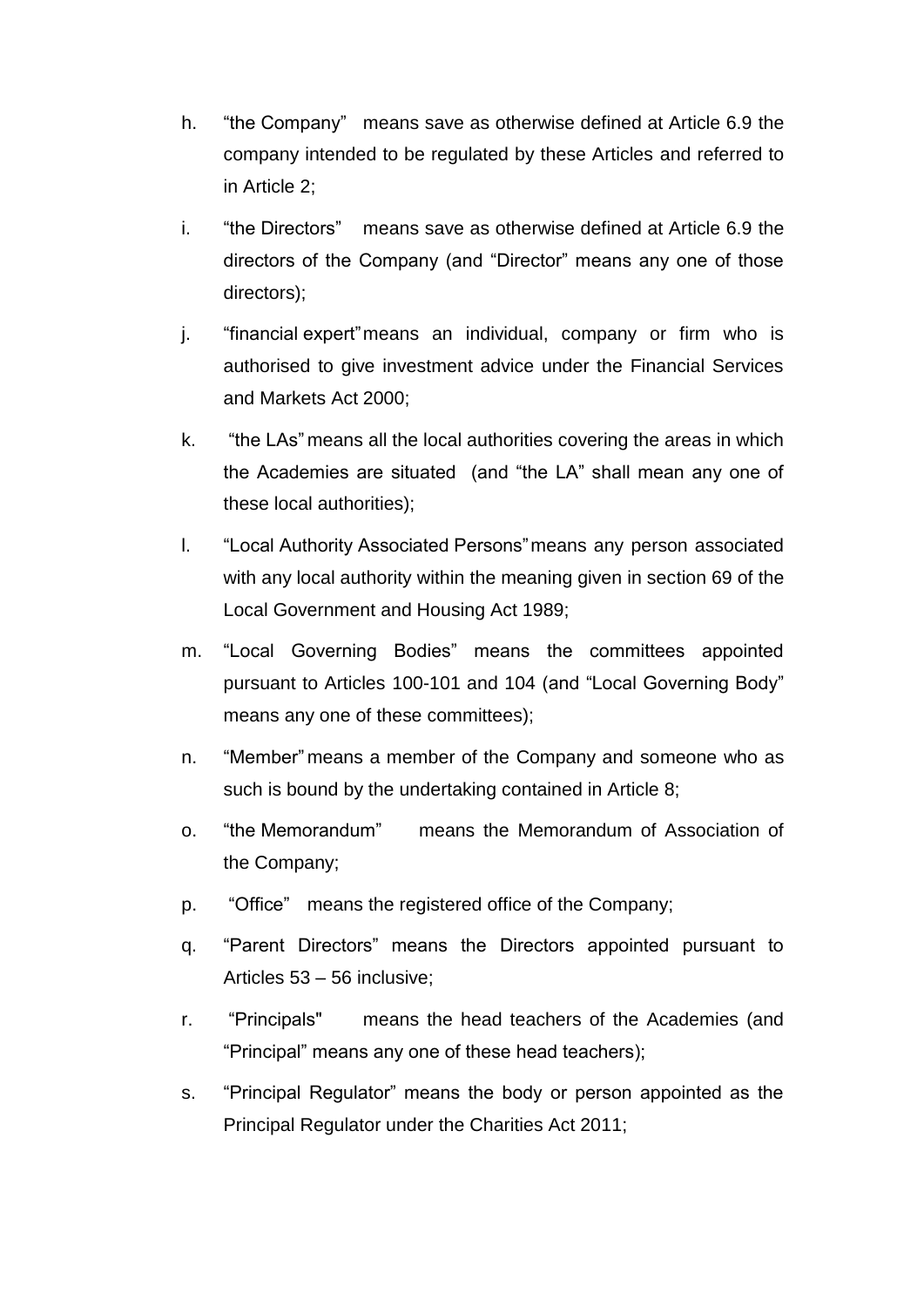h. "the Company" means save as otherwise defined at Article 6.9 the company intended to be regulated by these Articles and referred to in Article 2;

i. "the Directors" means save as otherwise defined at Article 6.9 the directors of the Company (and "Director" means any one of those directors);

j. "financial expert" means an individual, company or firm who is authorised to give investment advice under the Financial Services and Markets Act 2000;

k. "the LAs" means all the local authorities covering the areas in which the Academies are situated (and "the LA" shall mean any one of these local authorities);

l. "Local Authority Associated Persons" means any person associated with any local authority within the meaning given in section 69 of the Local Government and Housing Act 1989;

m. "Local Governing Bodies" means the committees appointed pursuant to Articles 100-101 and 104 (and "Local Governing Body" means any one of these committees);

n. "Member" means a member of the Company and someone who as such is bound by the undertaking contained in Article 8;

o. "the Memorandum" means the Memorandum of Association of the Company;

p. "Office" means the registered office of the Company;

q. "Parent Directors" means the Directors appointed pursuant to Articles 53 – 56 inclusive;

r. "Principals" means the head teachers of the Academies (and "Principal" means any one of these head teachers);

s. "Principal Regulator" means the body or person appointed as the Principal Regulator under the Charities Act 2011;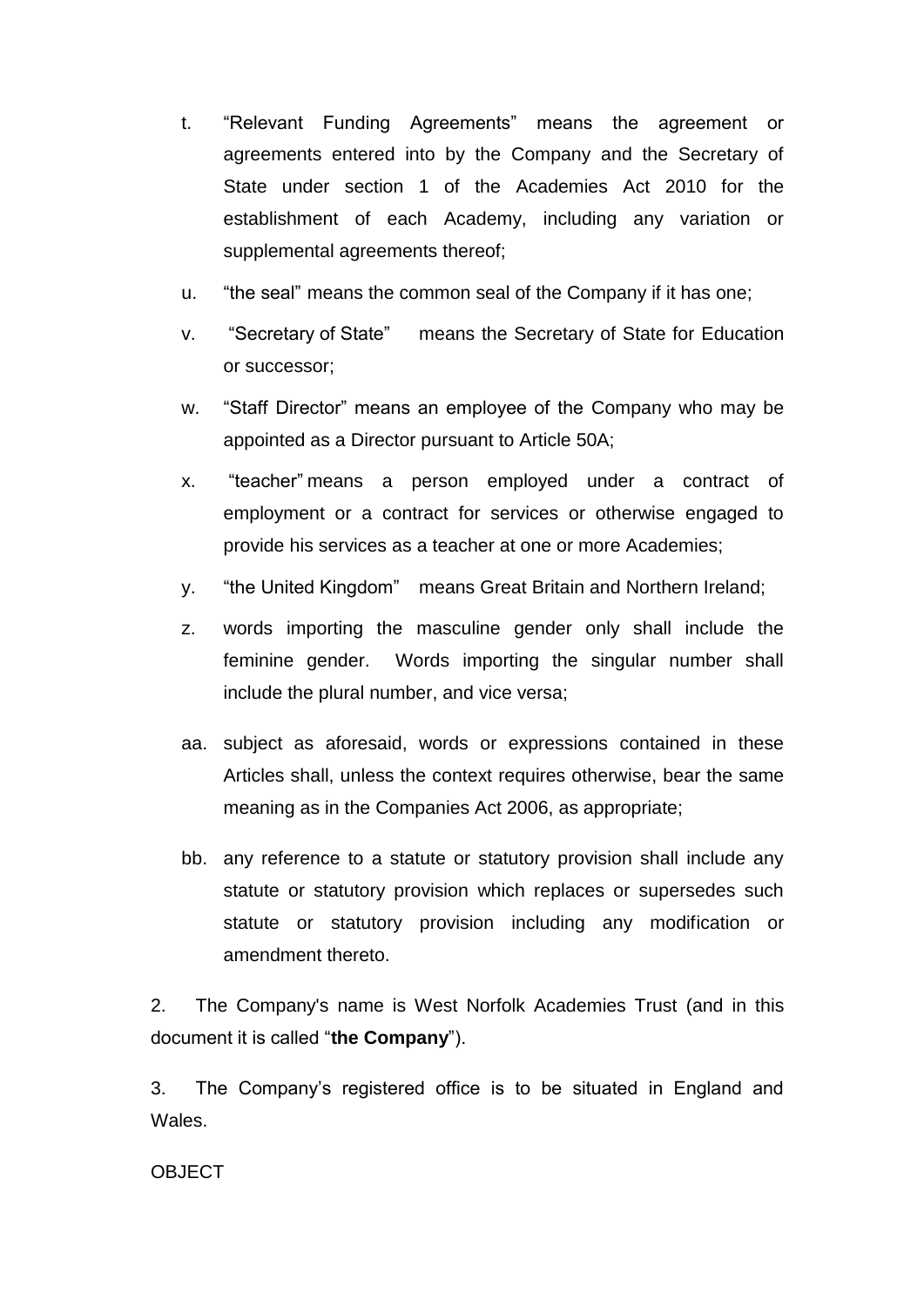t. "Relevant Funding Agreements" means the agreement or agreements entered into by the Company and the Secretary of State under section 1 of the Academies Act 2010 for the establishment of each Academy, including any variation or supplemental agreements thereof;

u. "the seal" means the common seal of the Company if it has one;

v. "Secretary of State" means the Secretary of State for Education or successor;

w. "Staff Director" means an employee of the Company who may be appointed as a Director pursuant to Article 50A;

x. "teacher" means a person employed under a contract of employment or a contract for services or otherwise engaged to provide his services as a teacher at one or more Academies;

y. "the United Kingdom" means Great Britain and Northern Ireland;

z. words importing the masculine gender only shall include the feminine gender. Words importing the singular number shall include the plural number, and vice versa;

aa. subject as aforesaid, words or expressions contained in these Articles shall, unless the context requires otherwise, bear the same meaning as in the Companies Act 2006, as appropriate;

bb. any reference to a statute or statutory provision shall include any statute or statutory provision which replaces or supersedes such statute or statutory provision including any modification or amendment thereto.

2. The Company's name is West Norfolk Academies Trust (and in this document it is called "**the Company**").

3. The Company's registered office is to be situated in England and Wales.

OBJECT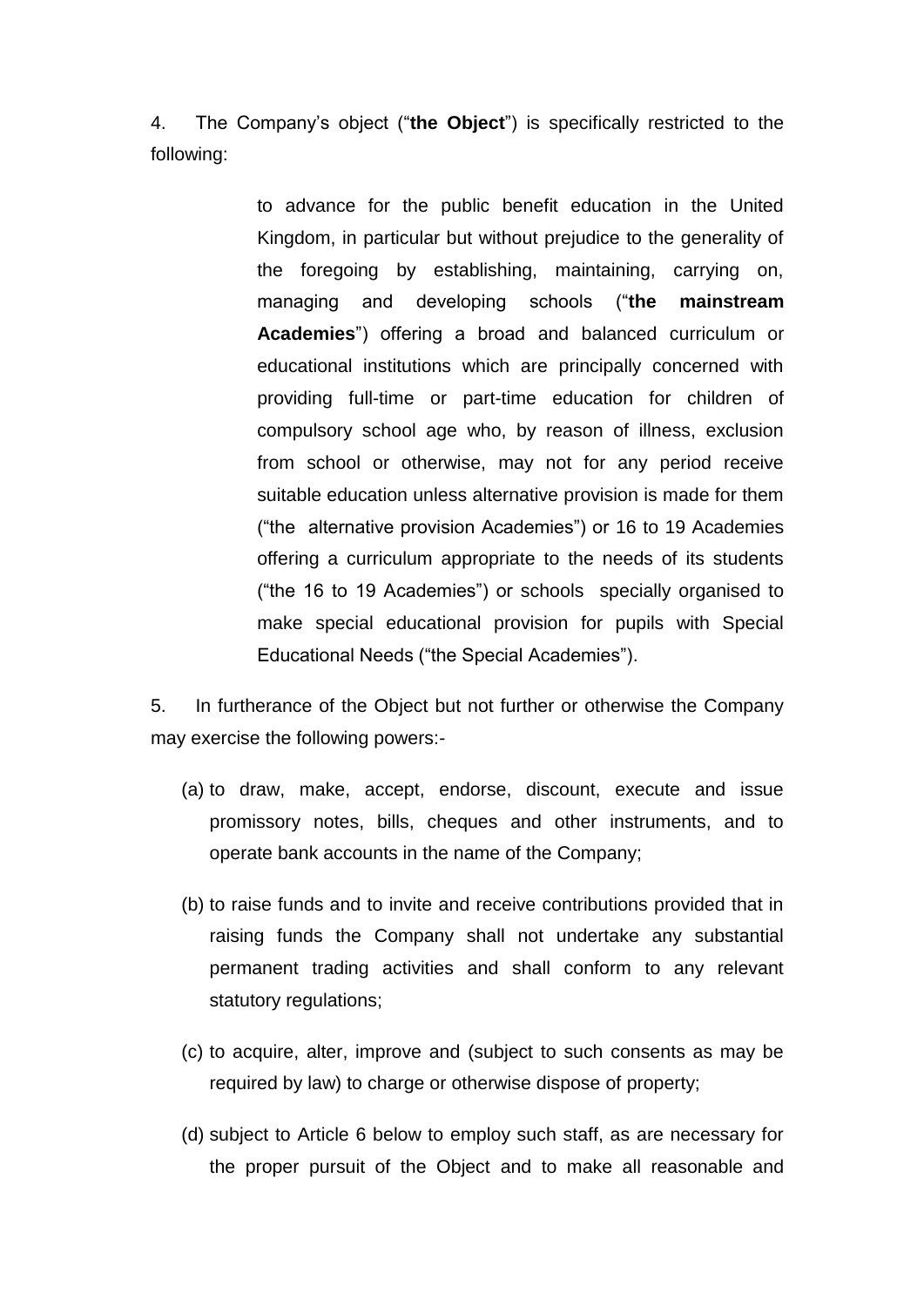4. The Company's object ("**the Object**") is specifically restricted to the following:

> to advance for the public benefit education in the United Kingdom, in particular but without prejudice to the generality of the foregoing by establishing, maintaining, carrying on, managing and developing schools ("**the mainstream Academies**") offering a broad and balanced curriculum or educational institutions which are principally concerned with providing full-time or part-time education for children of compulsory school age who, by reason of illness, exclusion from school or otherwise, may not for any period receive suitable education unless alternative provision is made for them ("the alternative provision Academies") or 16 to 19 Academies offering a curriculum appropriate to the needs of its students ("the 16 to 19 Academies") or schools specially organised to make special educational provision for pupils with Special Educational Needs ("the Special Academies").

5. In furtherance of the Object but not further or otherwise the Company may exercise the following powers:-

(a) to draw, make, accept, endorse, discount, execute and issue promissory notes, bills, cheques and other instruments, and to operate bank accounts in the name of the Company;

(b) to raise funds and to invite and receive contributions provided that in raising funds the Company shall not undertake any substantial permanent trading activities and shall conform to any relevant statutory regulations;

(c) to acquire, alter, improve and (subject to such consents as may be required by law) to charge or otherwise dispose of property;

(d) subject to Article 6 below to employ such staff, as are necessary for the proper pursuit of the Object and to make all reasonable and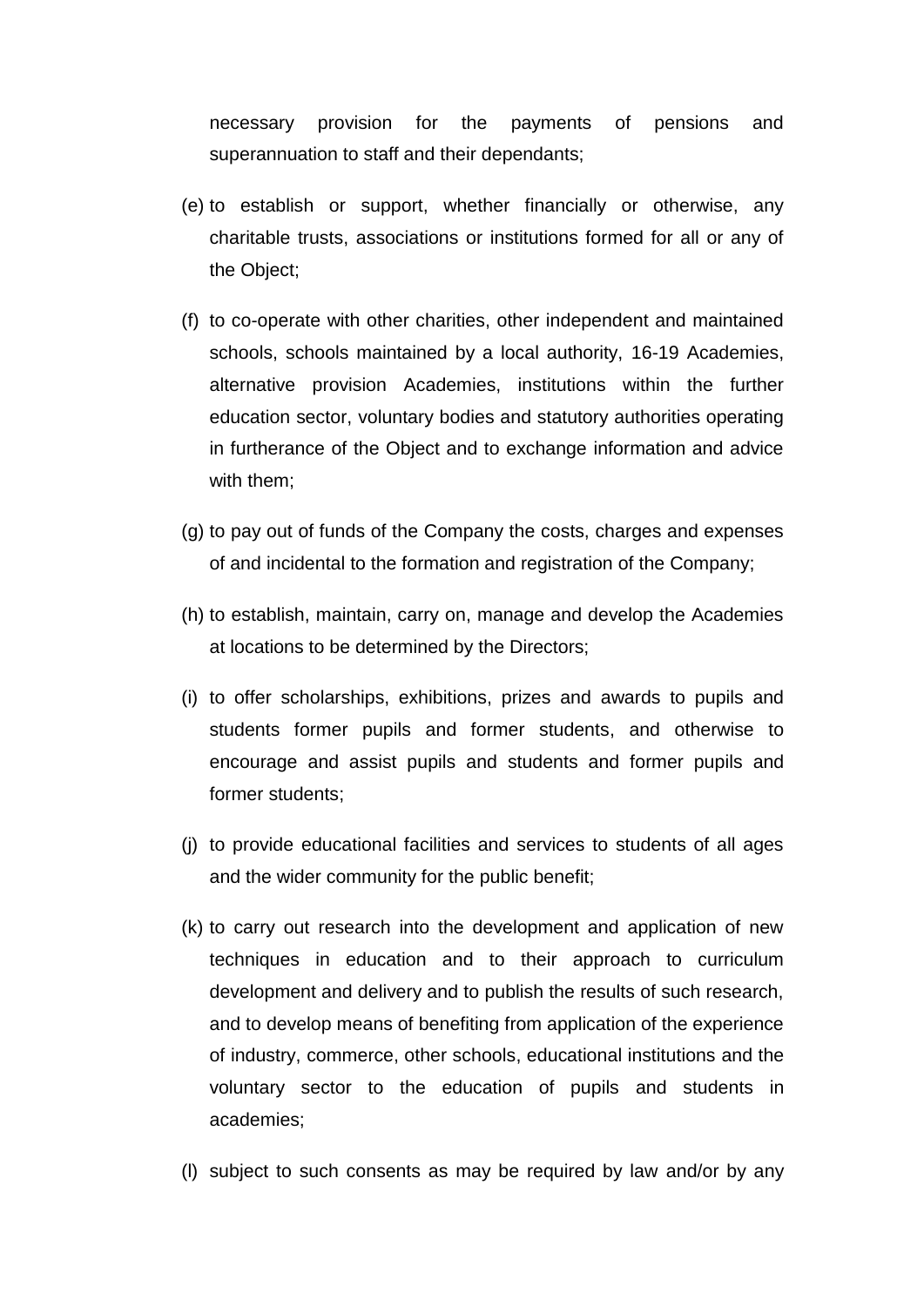necessary provision for the payments of pensions and superannuation to staff and their dependants;

(e) to establish or support, whether financially or otherwise, any charitable trusts, associations or institutions formed for all or any of the Object;

(f) to co-operate with other charities, other independent and maintained schools, schools maintained by a local authority, 16-19 Academies, alternative provision Academies, institutions within the further education sector, voluntary bodies and statutory authorities operating in furtherance of the Object and to exchange information and advice with them;

(g) to pay out of funds of the Company the costs, charges and expenses of and incidental to the formation and registration of the Company;

(h) to establish, maintain, carry on, manage and develop the Academies at locations to be determined by the Directors;

(i) to offer scholarships, exhibitions, prizes and awards to pupils and students former pupils and former students, and otherwise to encourage and assist pupils and students and former pupils and former students;

(j) to provide educational facilities and services to students of all ages and the wider community for the public benefit;

(k) to carry out research into the development and application of new techniques in education and to their approach to curriculum development and delivery and to publish the results of such research, and to develop means of benefiting from application of the experience of industry, commerce, other schools, educational institutions and the voluntary sector to the education of pupils and students in academies;

(l) subject to such consents as may be required by law and/or by any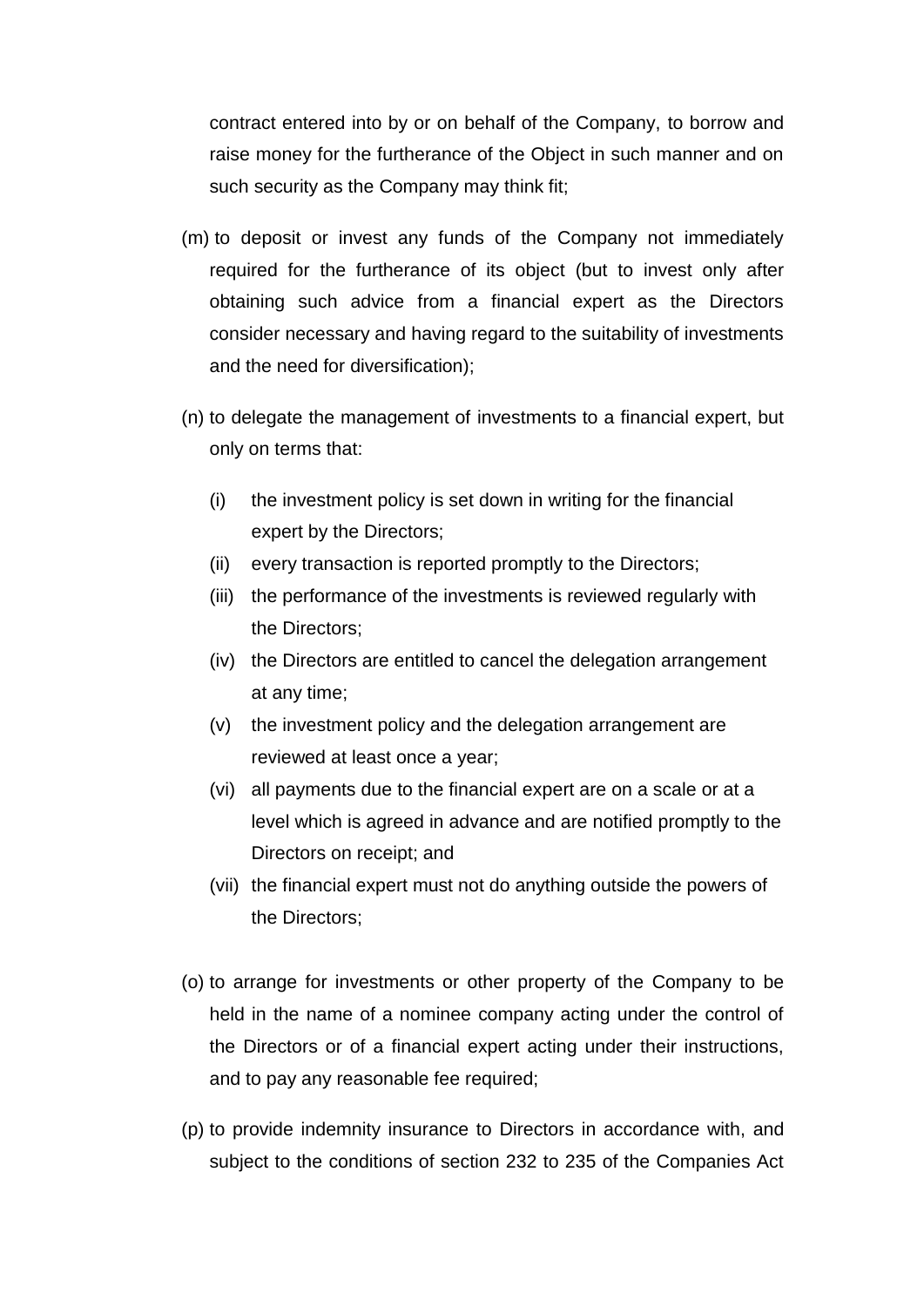contract entered into by or on behalf of the Company, to borrow and raise money for the furtherance of the Object in such manner and on such security as the Company may think fit;

(m) to deposit or invest any funds of the Company not immediately required for the furtherance of its object (but to invest only after obtaining such advice from a financial expert as the Directors consider necessary and having regard to the suitability of investments and the need for diversification);

(n) to delegate the management of investments to a financial expert, but only on terms that:

   (i) the investment policy is set down in writing for the financial expert by the Directors;
   (ii) every transaction is reported promptly to the Directors;
   (iii) the performance of the investments is reviewed regularly with the Directors;
   (iv) the Directors are entitled to cancel the delegation arrangement at any time;
   (v) the investment policy and the delegation arrangement are reviewed at least once a year;
   (vi) all payments due to the financial expert are on a scale or at a level which is agreed in advance and are notified promptly to the Directors on receipt; and
   (vii) the financial expert must not do anything outside the powers of the Directors;

(o) to arrange for investments or other property of the Company to be held in the name of a nominee company acting under the control of the Directors or of a financial expert acting under their instructions, and to pay any reasonable fee required;

(p) to provide indemnity insurance to Directors in accordance with, and subject to the conditions of section 232 to 235 of the Companies Act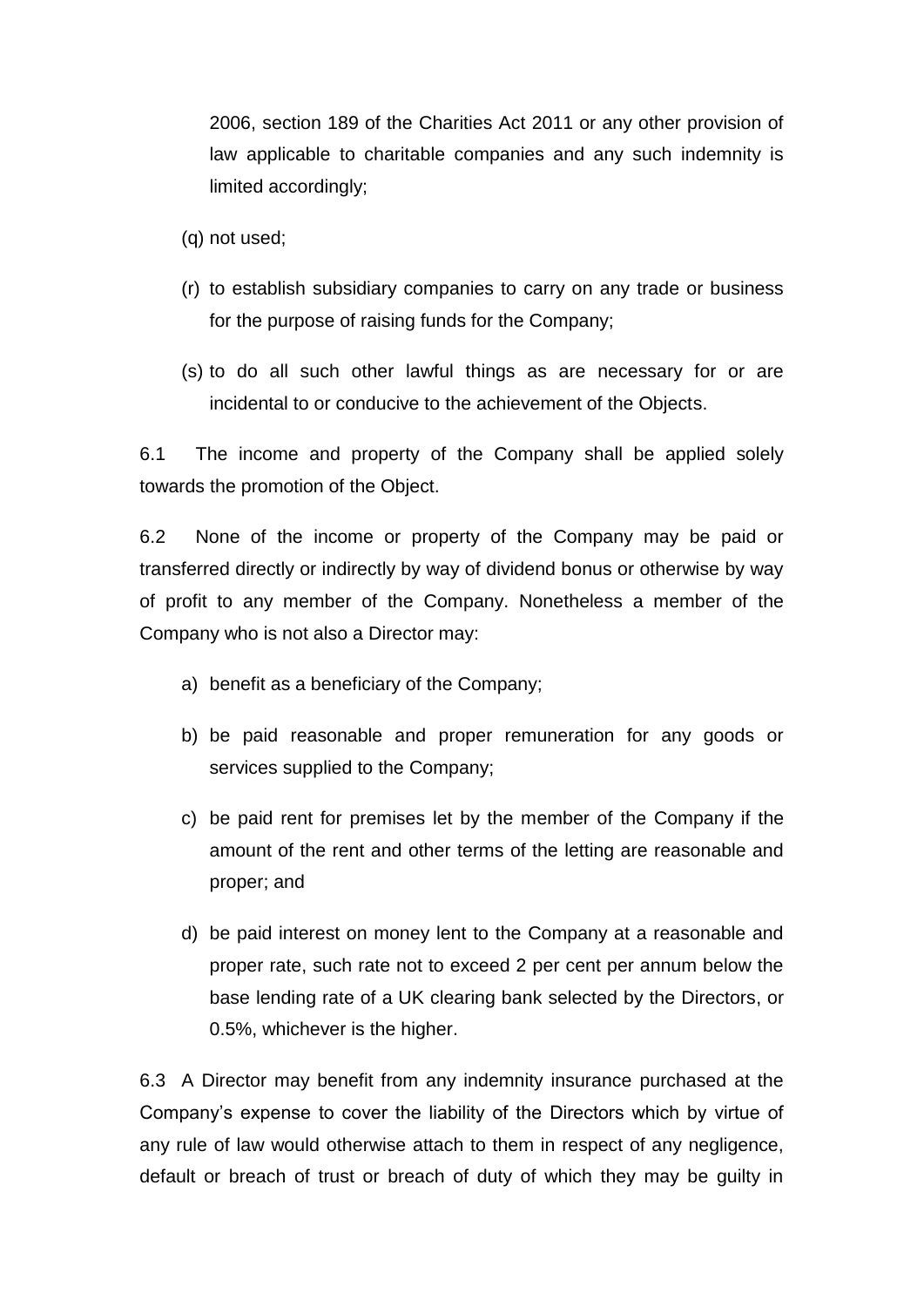2006, section 189 of the Charities Act 2011 or any other provision of law applicable to charitable companies and any such indemnity is limited accordingly;

(q) not used;

(r) to establish subsidiary companies to carry on any trade or business for the purpose of raising funds for the Company;

(s) to do all such other lawful things as are necessary for or are incidental to or conducive to the achievement of the Objects.

6.1 The income and property of the Company shall be applied solely towards the promotion of the Object.

6.2 None of the income or property of the Company may be paid or transferred directly or indirectly by way of dividend bonus or otherwise by way of profit to any member of the Company. Nonetheless a member of the Company who is not also a Director may:

a) benefit as a beneficiary of the Company;

b) be paid reasonable and proper remuneration for any goods or services supplied to the Company;

c) be paid rent for premises let by the member of the Company if the amount of the rent and other terms of the letting are reasonable and proper; and

d) be paid interest on money lent to the Company at a reasonable and proper rate, such rate not to exceed 2 per cent per annum below the base lending rate of a UK clearing bank selected by the Directors, or 0.5%, whichever is the higher.

6.3 A Director may benefit from any indemnity insurance purchased at the Company's expense to cover the liability of the Directors which by virtue of any rule of law would otherwise attach to them in respect of any negligence, default or breach of trust or breach of duty of which they may be guilty in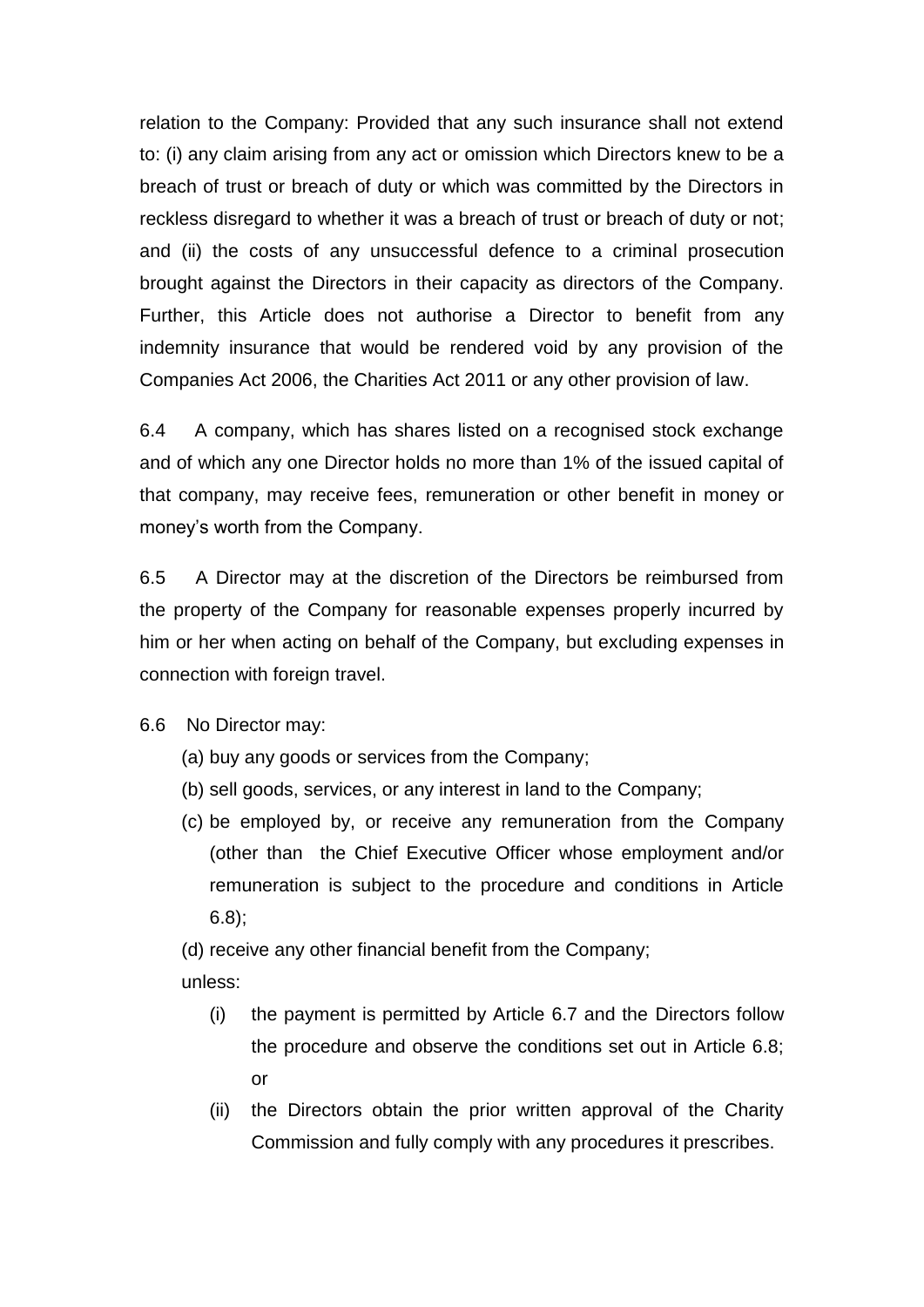relation to the Company: Provided that any such insurance shall not extend to: (i) any claim arising from any act or omission which Directors knew to be a breach of trust or breach of duty or which was committed by the Directors in reckless disregard to whether it was a breach of trust or breach of duty or not; and (ii) the costs of any unsuccessful defence to a criminal prosecution brought against the Directors in their capacity as directors of the Company. Further, this Article does not authorise a Director to benefit from any indemnity insurance that would be rendered void by any provision of the Companies Act 2006, the Charities Act 2011 or any other provision of law.

6.4 A company, which has shares listed on a recognised stock exchange and of which any one Director holds no more than 1% of the issued capital of that company, may receive fees, remuneration or other benefit in money or money's worth from the Company.

6.5 A Director may at the discretion of the Directors be reimbursed from the property of the Company for reasonable expenses properly incurred by him or her when acting on behalf of the Company, but excluding expenses in connection with foreign travel.

6.6 No Director may:

(a) buy any goods or services from the Company;

(b) sell goods, services, or any interest in land to the Company;

(c) be employed by, or receive any remuneration from the Company (other than the Chief Executive Officer whose employment and/or remuneration is subject to the procedure and conditions in Article 6.8);

(d) receive any other financial benefit from the Company;

unless:

(i) the payment is permitted by Article 6.7 and the Directors follow the procedure and observe the conditions set out in Article 6.8; or

(ii) the Directors obtain the prior written approval of the Charity Commission and fully comply with any procedures it prescribes.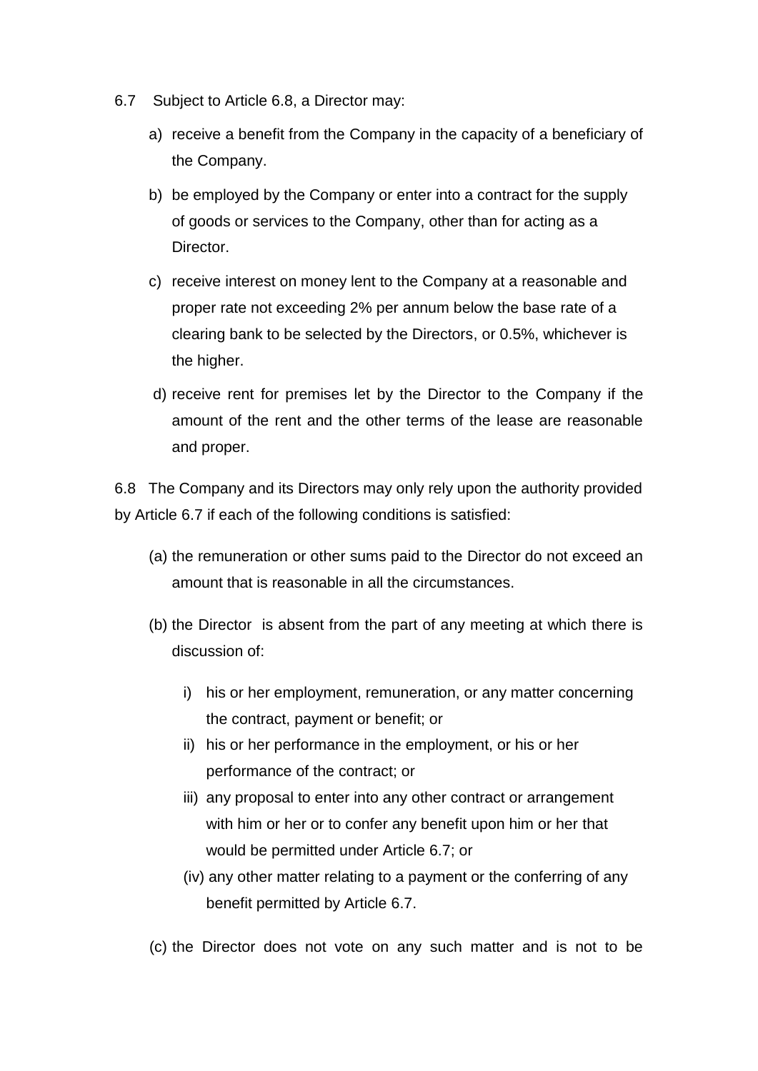6.7 Subject to Article 6.8, a Director may:

a) receive a benefit from the Company in the capacity of a beneficiary of the Company.

b) be employed by the Company or enter into a contract for the supply of goods or services to the Company, other than for acting as a Director.

c) receive interest on money lent to the Company at a reasonable and proper rate not exceeding 2% per annum below the base rate of a clearing bank to be selected by the Directors, or 0.5%, whichever is the higher.

d) receive rent for premises let by the Director to the Company if the amount of the rent and the other terms of the lease are reasonable and proper.

6.8 The Company and its Directors may only rely upon the authority provided by Article 6.7 if each of the following conditions is satisfied:

(a) the remuneration or other sums paid to the Director do not exceed an amount that is reasonable in all the circumstances.

(b) the Director is absent from the part of any meeting at which there is discussion of:

   i) his or her employment, remuneration, or any matter concerning the contract, payment or benefit; or
   ii) his or her performance in the employment, or his or her performance of the contract; or
   iii) any proposal to enter into any other contract or arrangement with him or her or to confer any benefit upon him or her that would be permitted under Article 6.7; or
   (iv) any other matter relating to a payment or the conferring of any benefit permitted by Article 6.7.

(c) the Director does not vote on any such matter and is not to be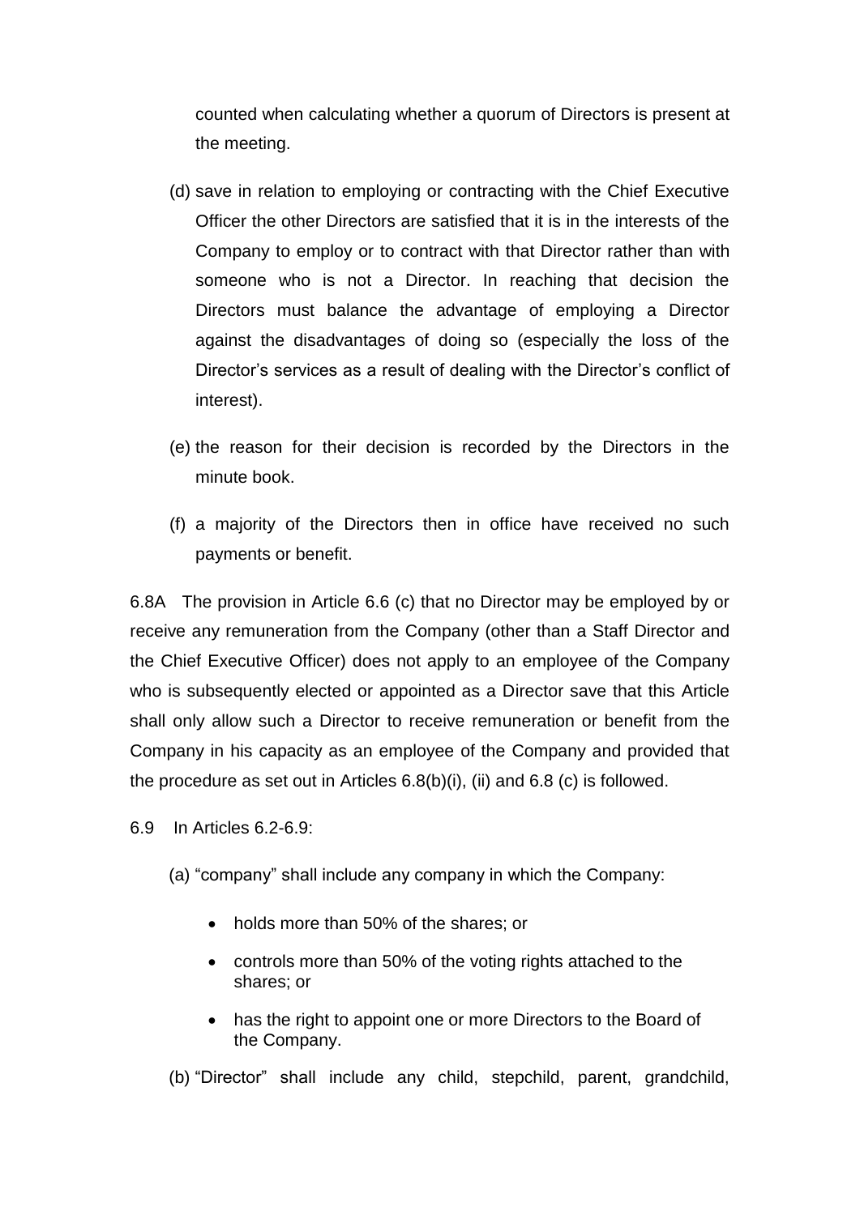counted when calculating whether a quorum of Directors is present at the meeting.

(d) save in relation to employing or contracting with the Chief Executive Officer the other Directors are satisfied that it is in the interests of the Company to employ or to contract with that Director rather than with someone who is not a Director. In reaching that decision the Directors must balance the advantage of employing a Director against the disadvantages of doing so (especially the loss of the Director's services as a result of dealing with the Director's conflict of interest).

(e) the reason for their decision is recorded by the Directors in the minute book.

(f) a majority of the Directors then in office have received no such payments or benefit.

6.8A The provision in Article 6.6 (c) that no Director may be employed by or receive any remuneration from the Company (other than a Staff Director and the Chief Executive Officer) does not apply to an employee of the Company who is subsequently elected or appointed as a Director save that this Article shall only allow such a Director to receive remuneration or benefit from the Company in his capacity as an employee of the Company and provided that the procedure as set out in Articles 6.8(b)(i), (ii) and 6.8 (c) is followed.

6.9 In Articles 6.2-6.9:

(a) "company" shall include any company in which the Company:

- holds more than 50% of the shares; or
- controls more than 50% of the voting rights attached to the shares; or
- has the right to appoint one or more Directors to the Board of the Company.

(b) "Director" shall include any child, stepchild, parent, grandchild,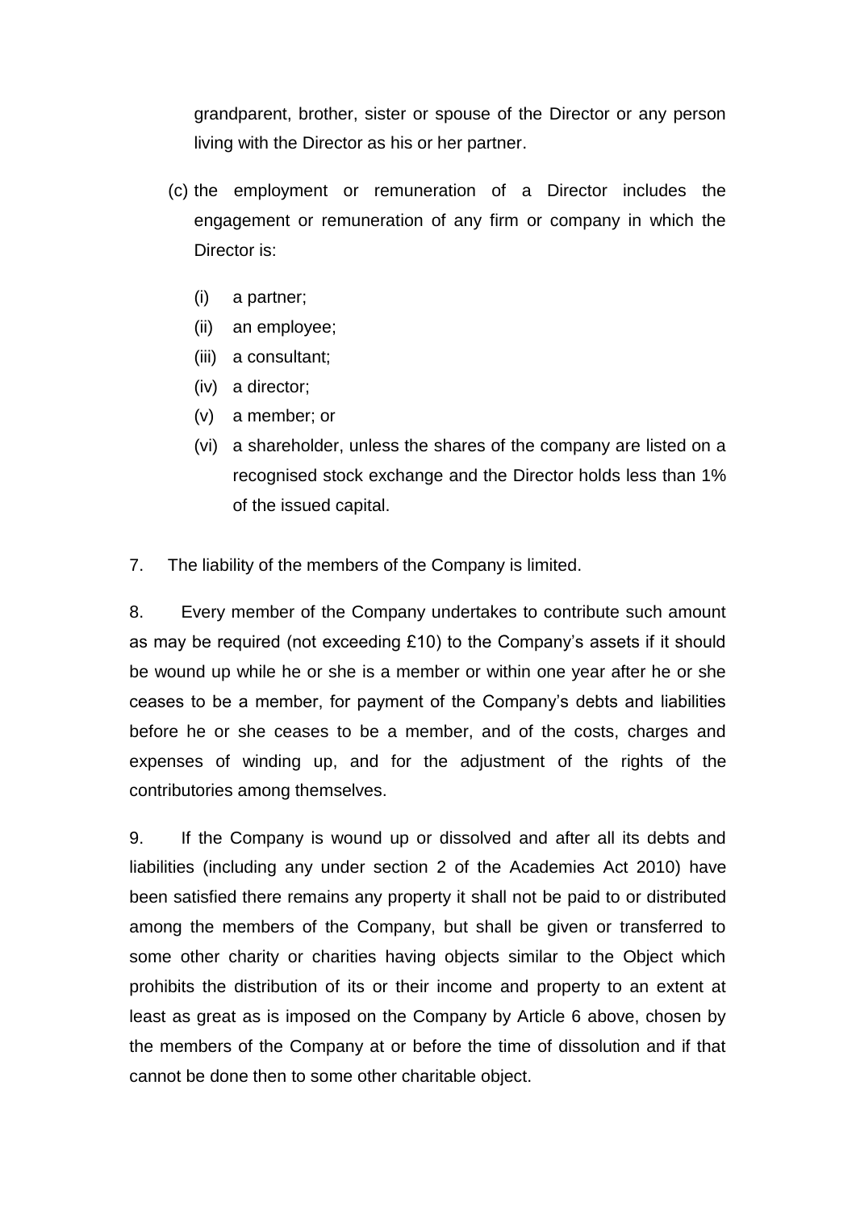grandparent, brother, sister or spouse of the Director or any person living with the Director as his or her partner.

(c) the employment or remuneration of a Director includes the engagement or remuneration of any firm or company in which the Director is:

   (i) a partner;
   (ii) an employee;
   (iii) a consultant;
   (iv) a director;
   (v) a member; or
   (vi) a shareholder, unless the shares of the company are listed on a recognised stock exchange and the Director holds less than 1% of the issued capital.

7. The liability of the members of the Company is limited.

8. Every member of the Company undertakes to contribute such amount as may be required (not exceeding £10) to the Company's assets if it should be wound up while he or she is a member or within one year after he or she ceases to be a member, for payment of the Company's debts and liabilities before he or she ceases to be a member, and of the costs, charges and expenses of winding up, and for the adjustment of the rights of the contributories among themselves.

9. If the Company is wound up or dissolved and after all its debts and liabilities (including any under section 2 of the Academies Act 2010) have been satisfied there remains any property it shall not be paid to or distributed among the members of the Company, but shall be given or transferred to some other charity or charities having objects similar to the Object which prohibits the distribution of its or their income and property to an extent at least as great as is imposed on the Company by Article 6 above, chosen by the members of the Company at or before the time of dissolution and if that cannot be done then to some other charitable object.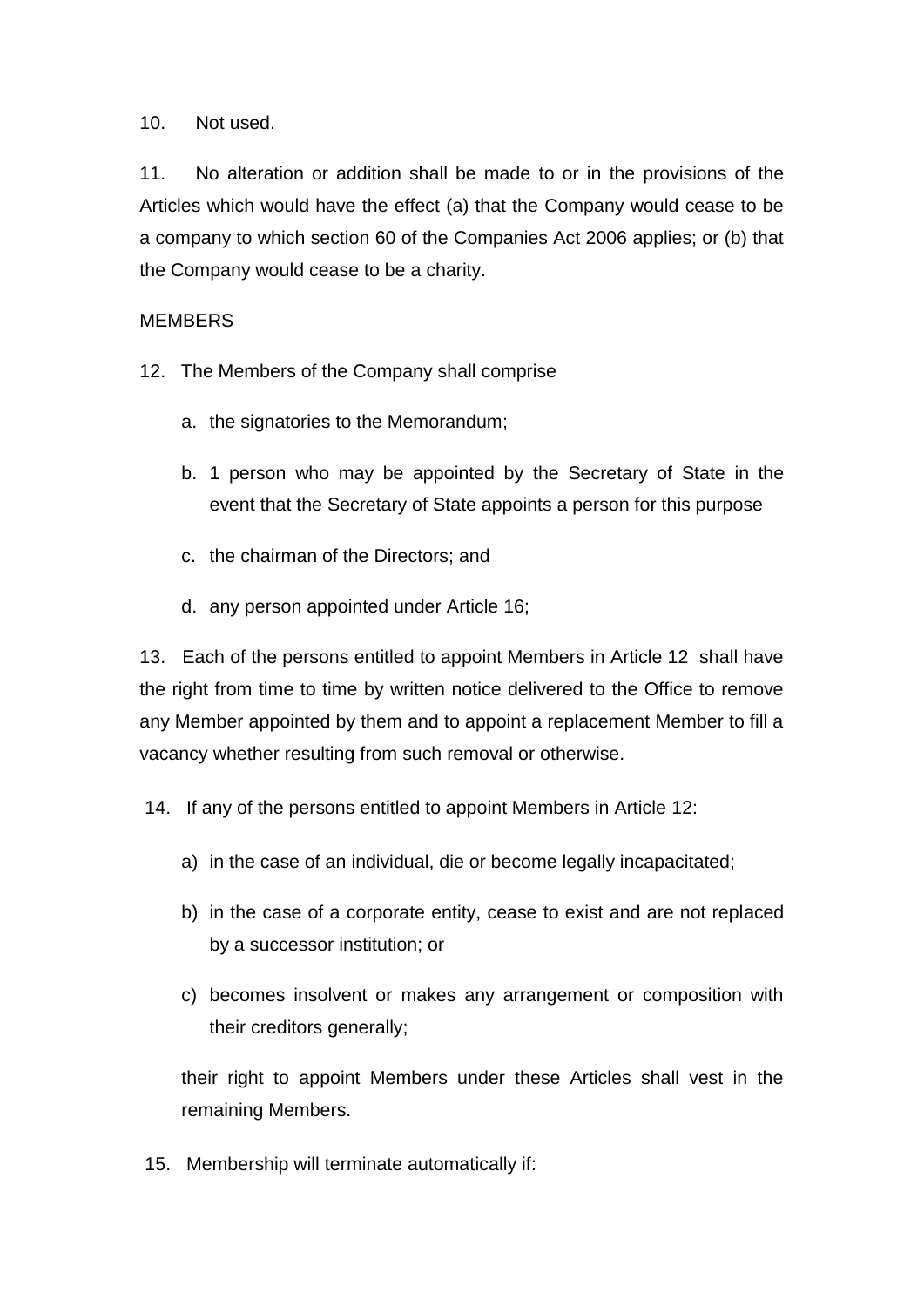10. Not used.

11. No alteration or addition shall be made to or in the provisions of the Articles which would have the effect (a) that the Company would cease to be a company to which section 60 of the Companies Act 2006 applies; or (b) that the Company would cease to be a charity.

MEMBERS

12. The Members of the Company shall comprise

   a. the signatories to the Memorandum;

   b. 1 person who may be appointed by the Secretary of State in the event that the Secretary of State appoints a person for this purpose

   c. the chairman of the Directors; and

   d. any person appointed under Article 16;

13. Each of the persons entitled to appoint Members in Article 12 shall have the right from time to time by written notice delivered to the Office to remove any Member appointed by them and to appoint a replacement Member to fill a vacancy whether resulting from such removal or otherwise.

14. If any of the persons entitled to appoint Members in Article 12:

   a) in the case of an individual, die or become legally incapacitated;

   b) in the case of a corporate entity, cease to exist and are not replaced by a successor institution; or

   c) becomes insolvent or makes any arrangement or composition with their creditors generally;

   their right to appoint Members under these Articles shall vest in the remaining Members.

15. Membership will terminate automatically if: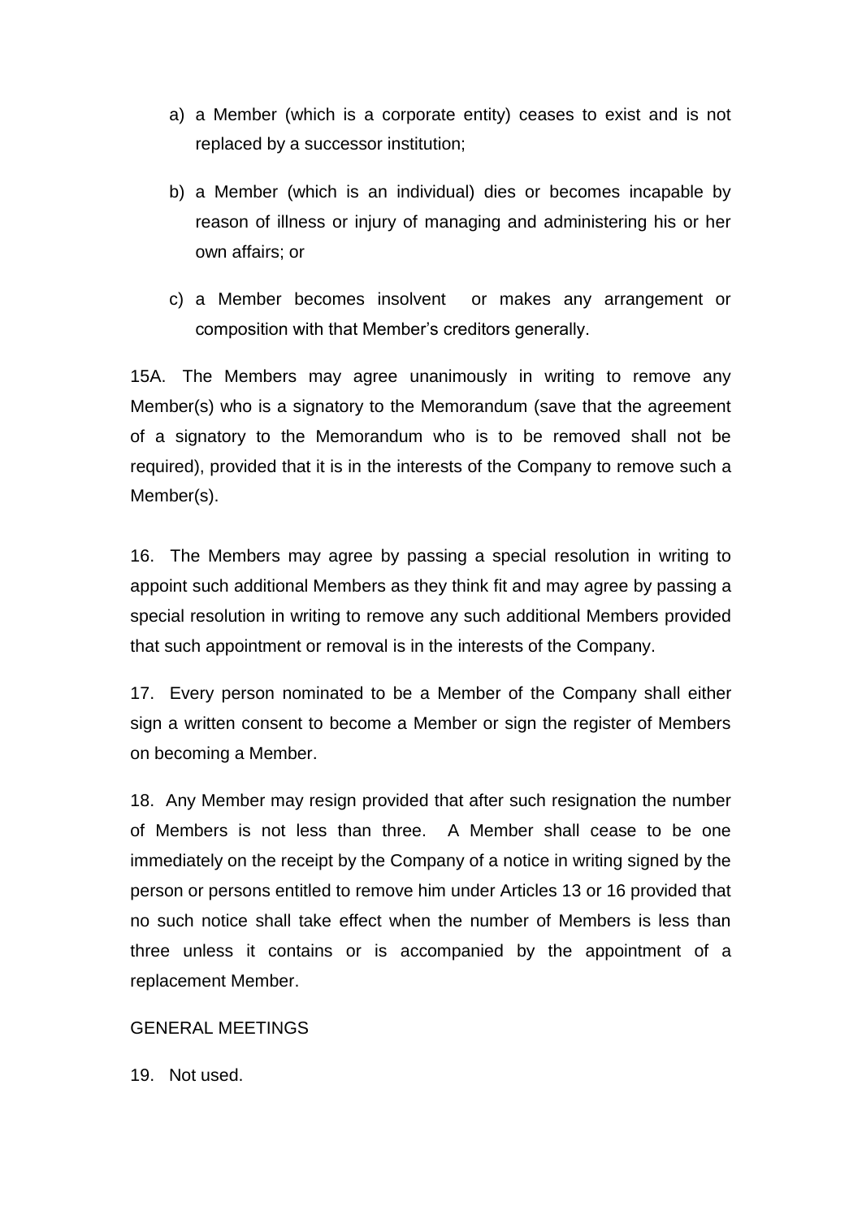a) a Member (which is a corporate entity) ceases to exist and is not replaced by a successor institution;

b) a Member (which is an individual) dies or becomes incapable by reason of illness or injury of managing and administering his or her own affairs; or

c) a Member becomes insolvent or makes any arrangement or composition with that Member's creditors generally.

15A. The Members may agree unanimously in writing to remove any Member(s) who is a signatory to the Memorandum (save that the agreement of a signatory to the Memorandum who is to be removed shall not be required), provided that it is in the interests of the Company to remove such a Member(s).

16. The Members may agree by passing a special resolution in writing to appoint such additional Members as they think fit and may agree by passing a special resolution in writing to remove any such additional Members provided that such appointment or removal is in the interests of the Company.

17. Every person nominated to be a Member of the Company shall either sign a written consent to become a Member or sign the register of Members on becoming a Member.

18. Any Member may resign provided that after such resignation the number of Members is not less than three. A Member shall cease to be one immediately on the receipt by the Company of a notice in writing signed by the person or persons entitled to remove him under Articles 13 or 16 provided that no such notice shall take effect when the number of Members is less than three unless it contains or is accompanied by the appointment of a replacement Member.

GENERAL MEETINGS

19. Not used.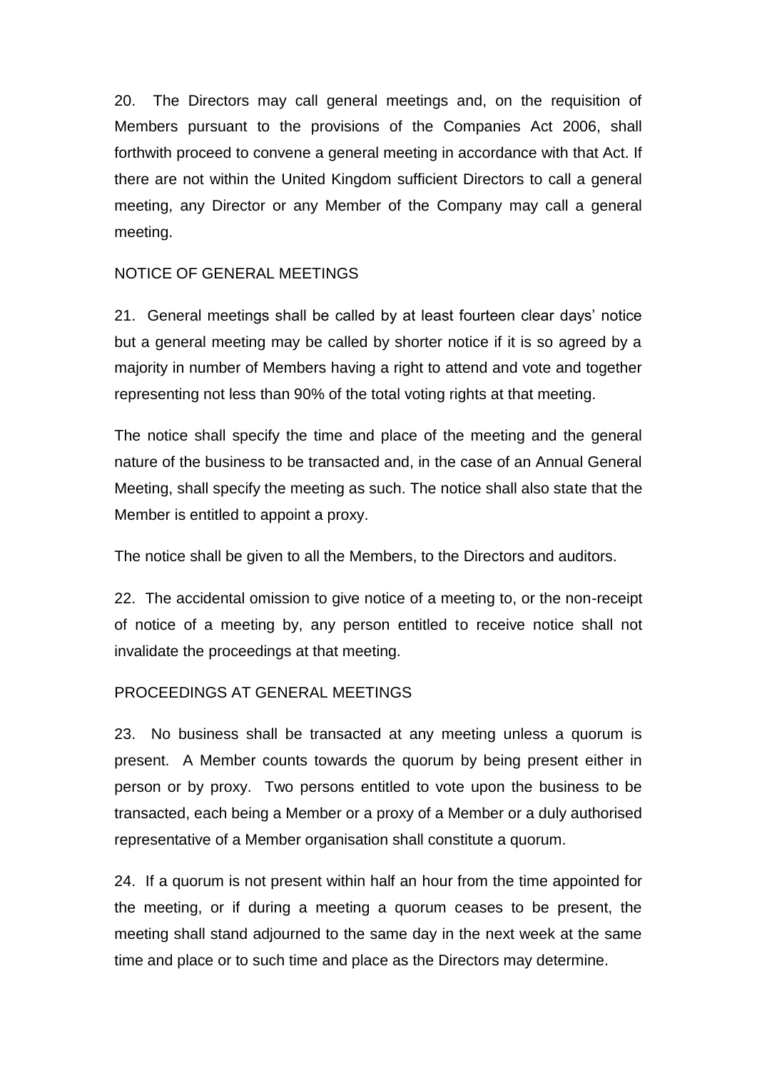20. The Directors may call general meetings and, on the requisition of Members pursuant to the provisions of the Companies Act 2006, shall forthwith proceed to convene a general meeting in accordance with that Act. If there are not within the United Kingdom sufficient Directors to call a general meeting, any Director or any Member of the Company may call a general meeting.

## NOTICE OF GENERAL MEETINGS

21. General meetings shall be called by at least fourteen clear days' notice but a general meeting may be called by shorter notice if it is so agreed by a majority in number of Members having a right to attend and vote and together representing not less than 90% of the total voting rights at that meeting.

The notice shall specify the time and place of the meeting and the general nature of the business to be transacted and, in the case of an Annual General Meeting, shall specify the meeting as such. The notice shall also state that the Member is entitled to appoint a proxy.

The notice shall be given to all the Members, to the Directors and auditors.

22. The accidental omission to give notice of a meeting to, or the non-receipt of notice of a meeting by, any person entitled to receive notice shall not invalidate the proceedings at that meeting.

## PROCEEDINGS AT GENERAL MEETINGS

23. No business shall be transacted at any meeting unless a quorum is present. A Member counts towards the quorum by being present either in person or by proxy. Two persons entitled to vote upon the business to be transacted, each being a Member or a proxy of a Member or a duly authorised representative of a Member organisation shall constitute a quorum.

24. If a quorum is not present within half an hour from the time appointed for the meeting, or if during a meeting a quorum ceases to be present, the meeting shall stand adjourned to the same day in the next week at the same time and place or to such time and place as the Directors may determine.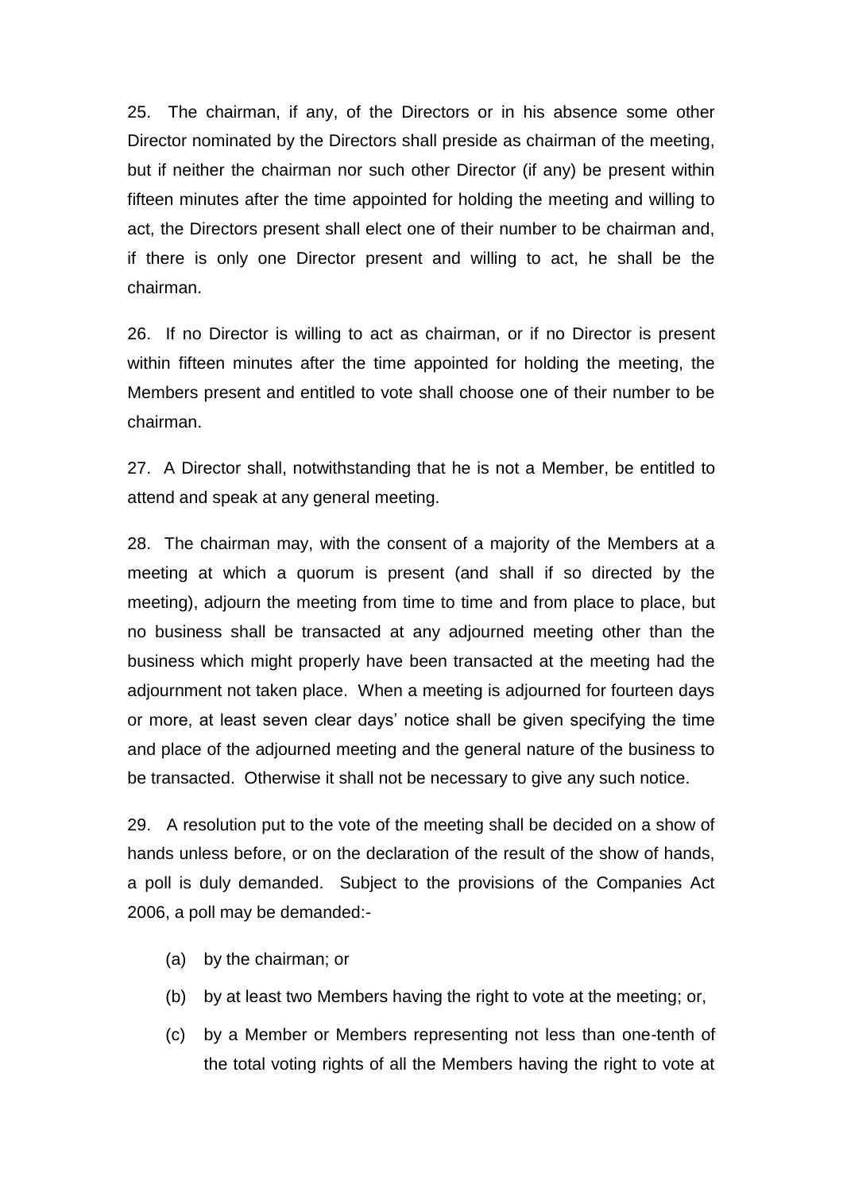25. The chairman, if any, of the Directors or in his absence some other Director nominated by the Directors shall preside as chairman of the meeting, but if neither the chairman nor such other Director (if any) be present within fifteen minutes after the time appointed for holding the meeting and willing to act, the Directors present shall elect one of their number to be chairman and, if there is only one Director present and willing to act, he shall be the chairman.

26. If no Director is willing to act as chairman, or if no Director is present within fifteen minutes after the time appointed for holding the meeting, the Members present and entitled to vote shall choose one of their number to be chairman.

27. A Director shall, notwithstanding that he is not a Member, be entitled to attend and speak at any general meeting.

28. The chairman may, with the consent of a majority of the Members at a meeting at which a quorum is present (and shall if so directed by the meeting), adjourn the meeting from time to time and from place to place, but no business shall be transacted at any adjourned meeting other than the business which might properly have been transacted at the meeting had the adjournment not taken place. When a meeting is adjourned for fourteen days or more, at least seven clear days' notice shall be given specifying the time and place of the adjourned meeting and the general nature of the business to be transacted. Otherwise it shall not be necessary to give any such notice.

29. A resolution put to the vote of the meeting shall be decided on a show of hands unless before, or on the declaration of the result of the show of hands, a poll is duly demanded. Subject to the provisions of the Companies Act 2006, a poll may be demanded:-

(a) by the chairman; or

(b) by at least two Members having the right to vote at the meeting; or,

(c) by a Member or Members representing not less than one-tenth of the total voting rights of all the Members having the right to vote at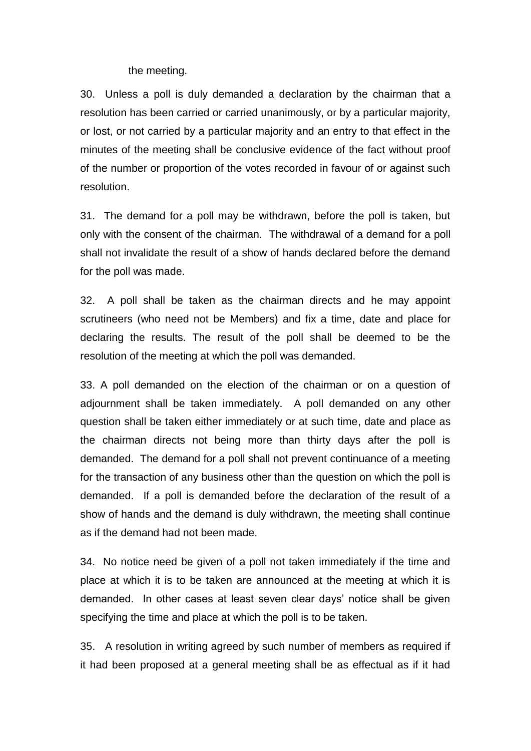the meeting.

30. Unless a poll is duly demanded a declaration by the chairman that a resolution has been carried or carried unanimously, or by a particular majority, or lost, or not carried by a particular majority and an entry to that effect in the minutes of the meeting shall be conclusive evidence of the fact without proof of the number or proportion of the votes recorded in favour of or against such resolution.

31. The demand for a poll may be withdrawn, before the poll is taken, but only with the consent of the chairman. The withdrawal of a demand for a poll shall not invalidate the result of a show of hands declared before the demand for the poll was made.

32. A poll shall be taken as the chairman directs and he may appoint scrutineers (who need not be Members) and fix a time, date and place for declaring the results. The result of the poll shall be deemed to be the resolution of the meeting at which the poll was demanded.

33. A poll demanded on the election of the chairman or on a question of adjournment shall be taken immediately. A poll demanded on any other question shall be taken either immediately or at such time, date and place as the chairman directs not being more than thirty days after the poll is demanded. The demand for a poll shall not prevent continuance of a meeting for the transaction of any business other than the question on which the poll is demanded. If a poll is demanded before the declaration of the result of a show of hands and the demand is duly withdrawn, the meeting shall continue as if the demand had not been made.

34. No notice need be given of a poll not taken immediately if the time and place at which it is to be taken are announced at the meeting at which it is demanded. In other cases at least seven clear days' notice shall be given specifying the time and place at which the poll is to be taken.

35. A resolution in writing agreed by such number of members as required if it had been proposed at a general meeting shall be as effectual as if it had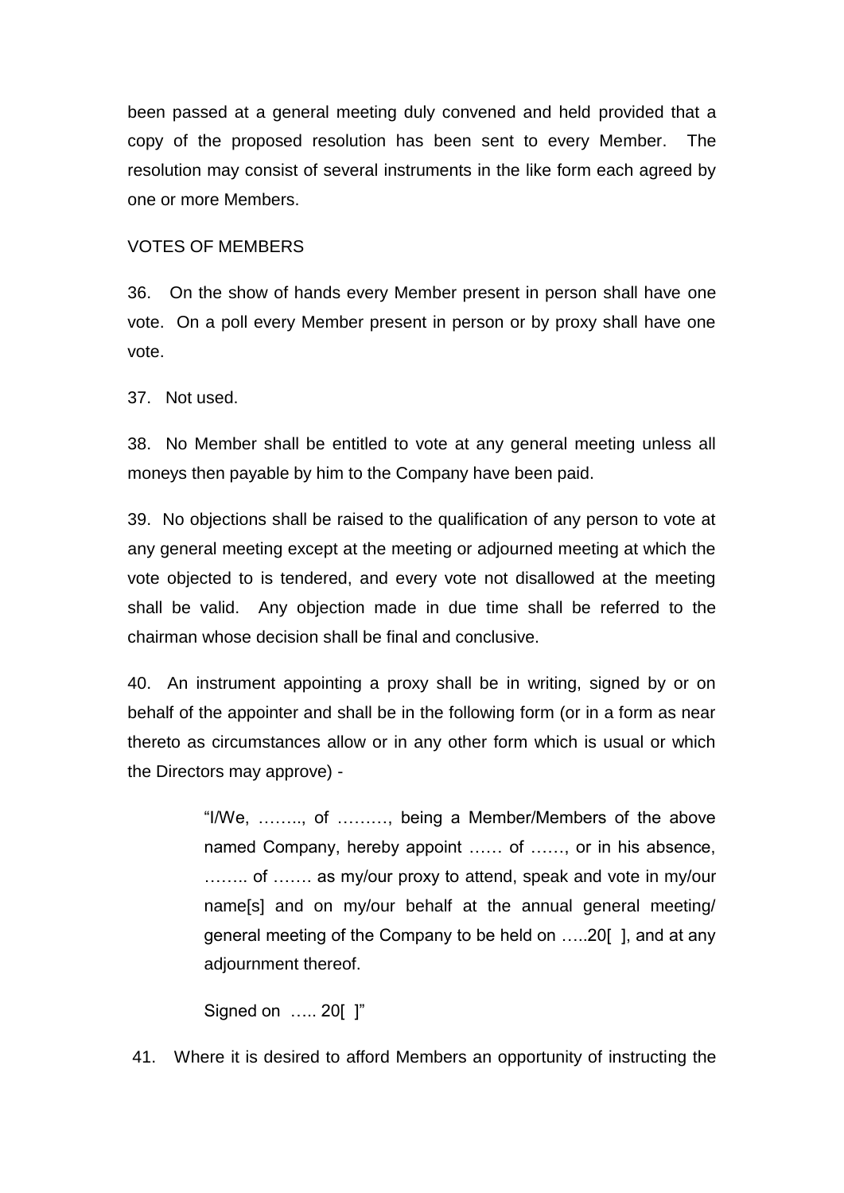been passed at a general meeting duly convened and held provided that a copy of the proposed resolution has been sent to every Member. The resolution may consist of several instruments in the like form each agreed by one or more Members.

VOTES OF MEMBERS

36. On the show of hands every Member present in person shall have one vote. On a poll every Member present in person or by proxy shall have one vote.

37. Not used.

38. No Member shall be entitled to vote at any general meeting unless all moneys then payable by him to the Company have been paid.

39. No objections shall be raised to the qualification of any person to vote at any general meeting except at the meeting or adjourned meeting at which the vote objected to is tendered, and every vote not disallowed at the meeting shall be valid. Any objection made in due time shall be referred to the chairman whose decision shall be final and conclusive.

40. An instrument appointing a proxy shall be in writing, signed by or on behalf of the appointer and shall be in the following form (or in a form as near thereto as circumstances allow or in any other form which is usual or which the Directors may approve) -

> "I/We, …….., of ………, being a Member/Members of the above named Company, hereby appoint …… of ……, or in his absence, …….. of ……. as my/our proxy to attend, speak and vote in my/our name[s] and on my/our behalf at the annual general meeting/ general meeting of the Company to be held on …..20[ ], and at any adjournment thereof.
>
> Signed on ….. 20[ ]"

41. Where it is desired to afford Members an opportunity of instructing the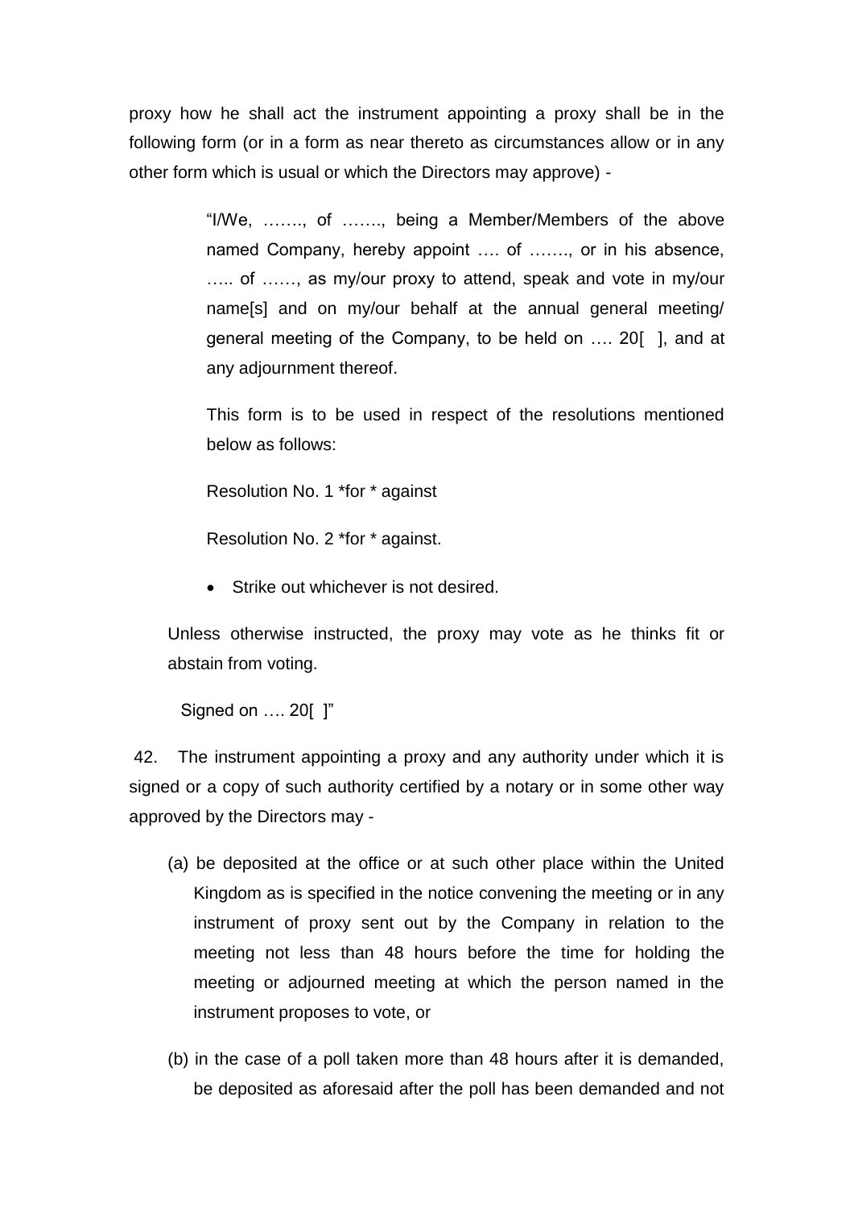proxy how he shall act the instrument appointing a proxy shall be in the following form (or in a form as near thereto as circumstances allow or in any other form which is usual or which the Directors may approve) -

> "I/We, ……., of ……., being a Member/Members of the above named Company, hereby appoint …. of ……., or in his absence, ….. of ……, as my/our proxy to attend, speak and vote in my/our name[s] and on my/our behalf at the annual general meeting/ general meeting of the Company, to be held on …. 20[ ], and at any adjournment thereof.
>
> This form is to be used in respect of the resolutions mentioned below as follows:
>
> Resolution No. 1 *for * against
>
> Resolution No. 2 *for * against.
>
> - Strike out whichever is not desired.

Unless otherwise instructed, the proxy may vote as he thinks fit or abstain from voting.

Signed on …. 20[ ]"

42. The instrument appointing a proxy and any authority under which it is signed or a copy of such authority certified by a notary or in some other way approved by the Directors may -

(a) be deposited at the office or at such other place within the United Kingdom as is specified in the notice convening the meeting or in any instrument of proxy sent out by the Company in relation to the meeting not less than 48 hours before the time for holding the meeting or adjourned meeting at which the person named in the instrument proposes to vote, or

(b) in the case of a poll taken more than 48 hours after it is demanded, be deposited as aforesaid after the poll has been demanded and not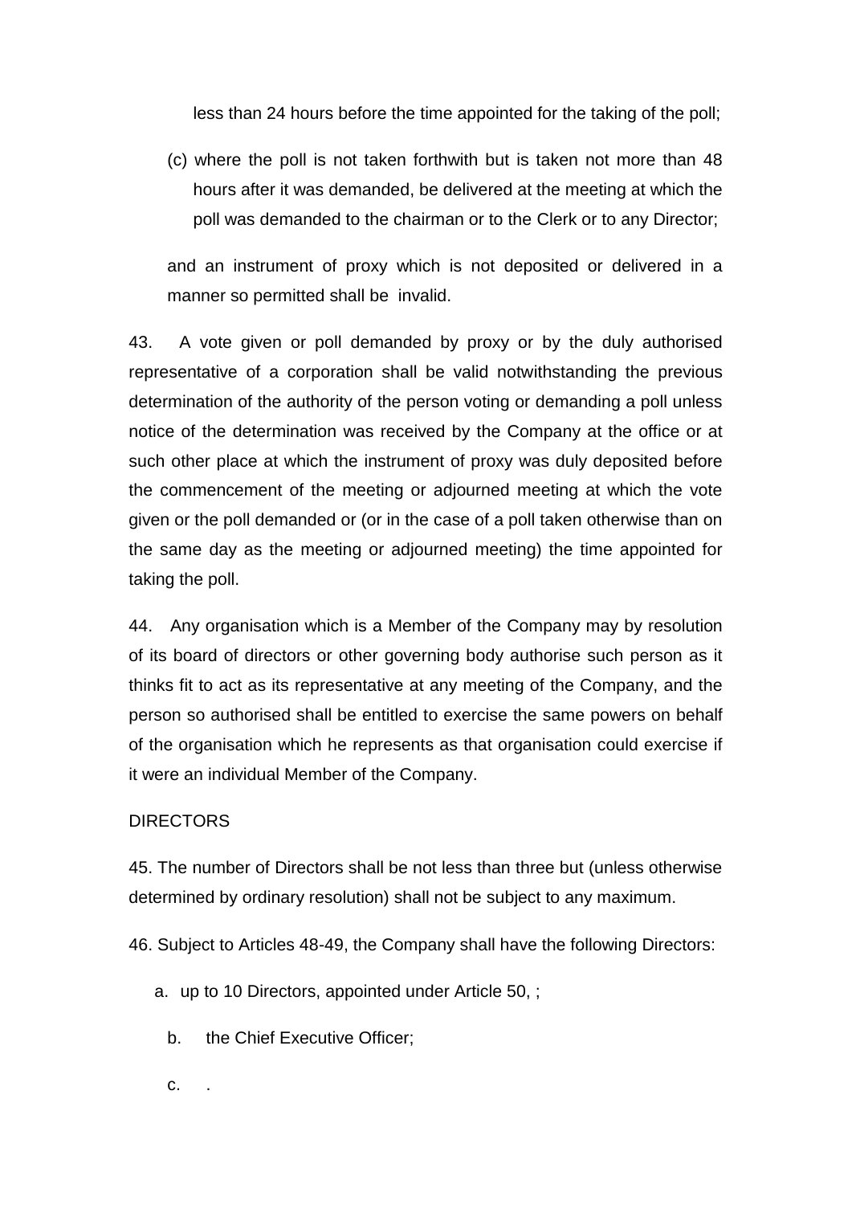less than 24 hours before the time appointed for the taking of the poll;

(c) where the poll is not taken forthwith but is taken not more than 48 hours after it was demanded, be delivered at the meeting at which the poll was demanded to the chairman or to the Clerk or to any Director;

and an instrument of proxy which is not deposited or delivered in a manner so permitted shall be invalid.

43. A vote given or poll demanded by proxy or by the duly authorised representative of a corporation shall be valid notwithstanding the previous determination of the authority of the person voting or demanding a poll unless notice of the determination was received by the Company at the office or at such other place at which the instrument of proxy was duly deposited before the commencement of the meeting or adjourned meeting at which the vote given or the poll demanded or (or in the case of a poll taken otherwise than on the same day as the meeting or adjourned meeting) the time appointed for taking the poll.

44. Any organisation which is a Member of the Company may by resolution of its board of directors or other governing body authorise such person as it thinks fit to act as its representative at any meeting of the Company, and the person so authorised shall be entitled to exercise the same powers on behalf of the organisation which he represents as that organisation could exercise if it were an individual Member of the Company.

DIRECTORS

45. The number of Directors shall be not less than three but (unless otherwise determined by ordinary resolution) shall not be subject to any maximum.

46. Subject to Articles 48-49, the Company shall have the following Directors:

a. up to 10 Directors, appointed under Article 50, ;

b. the Chief Executive Officer;

c. .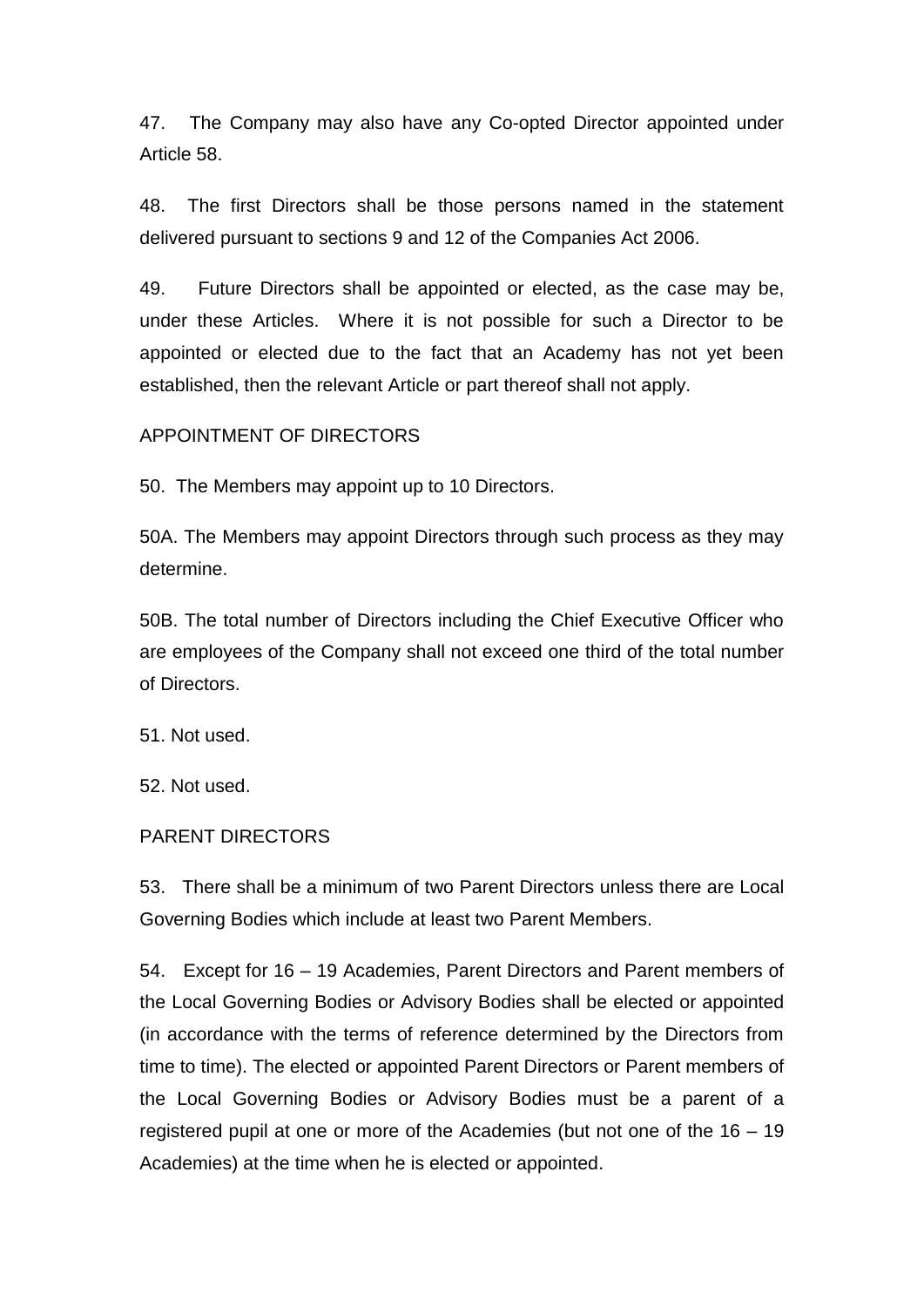47. The Company may also have any Co-opted Director appointed under Article 58.

48. The first Directors shall be those persons named in the statement delivered pursuant to sections 9 and 12 of the Companies Act 2006.

49. Future Directors shall be appointed or elected, as the case may be, under these Articles. Where it is not possible for such a Director to be appointed or elected due to the fact that an Academy has not yet been established, then the relevant Article or part thereof shall not apply.

## APPOINTMENT OF DIRECTORS

50. The Members may appoint up to 10 Directors.

50A. The Members may appoint Directors through such process as they may determine.

50B. The total number of Directors including the Chief Executive Officer who are employees of the Company shall not exceed one third of the total number of Directors.

51. Not used.

52. Not used.

## PARENT DIRECTORS

53. There shall be a minimum of two Parent Directors unless there are Local Governing Bodies which include at least two Parent Members.

54. Except for 16 – 19 Academies, Parent Directors and Parent members of the Local Governing Bodies or Advisory Bodies shall be elected or appointed (in accordance with the terms of reference determined by the Directors from time to time). The elected or appointed Parent Directors or Parent members of the Local Governing Bodies or Advisory Bodies must be a parent of a registered pupil at one or more of the Academies (but not one of the 16 – 19 Academies) at the time when he is elected or appointed.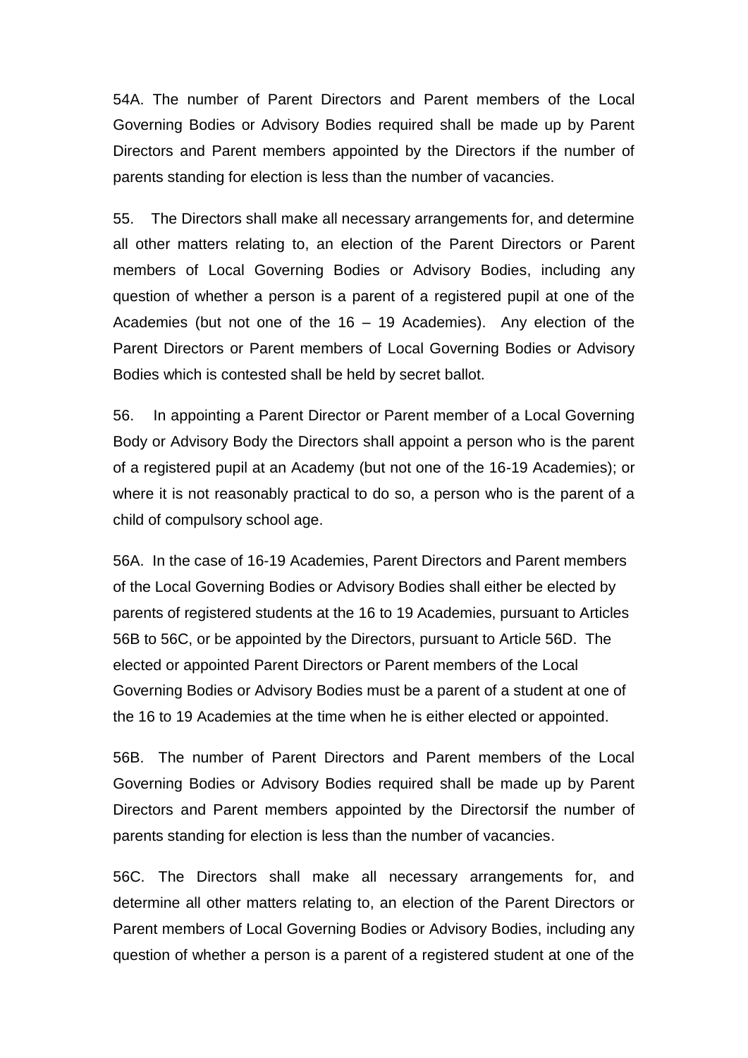54A. The number of Parent Directors and Parent members of the Local Governing Bodies or Advisory Bodies required shall be made up by Parent Directors and Parent members appointed by the Directors if the number of parents standing for election is less than the number of vacancies.

55. The Directors shall make all necessary arrangements for, and determine all other matters relating to, an election of the Parent Directors or Parent members of Local Governing Bodies or Advisory Bodies, including any question of whether a person is a parent of a registered pupil at one of the Academies (but not one of the 16 – 19 Academies). Any election of the Parent Directors or Parent members of Local Governing Bodies or Advisory Bodies which is contested shall be held by secret ballot.

56. In appointing a Parent Director or Parent member of a Local Governing Body or Advisory Body the Directors shall appoint a person who is the parent of a registered pupil at an Academy (but not one of the 16-19 Academies); or where it is not reasonably practical to do so, a person who is the parent of a child of compulsory school age.

56A. In the case of 16-19 Academies, Parent Directors and Parent members of the Local Governing Bodies or Advisory Bodies shall either be elected by parents of registered students at the 16 to 19 Academies, pursuant to Articles 56B to 56C, or be appointed by the Directors, pursuant to Article 56D. The elected or appointed Parent Directors or Parent members of the Local Governing Bodies or Advisory Bodies must be a parent of a student at one of the 16 to 19 Academies at the time when he is either elected or appointed.

56B. The number of Parent Directors and Parent members of the Local Governing Bodies or Advisory Bodies required shall be made up by Parent Directors and Parent members appointed by the Directorsif the number of parents standing for election is less than the number of vacancies.

56C. The Directors shall make all necessary arrangements for, and determine all other matters relating to, an election of the Parent Directors or Parent members of Local Governing Bodies or Advisory Bodies, including any question of whether a person is a parent of a registered student at one of the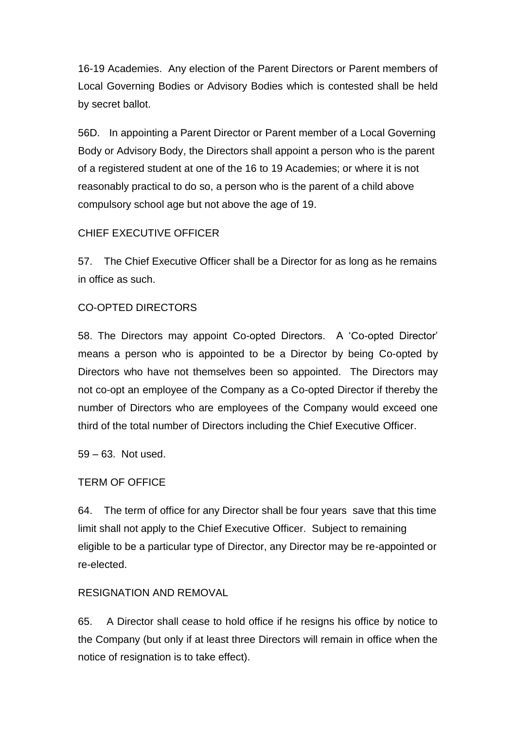16-19 Academies. Any election of the Parent Directors or Parent members of Local Governing Bodies or Advisory Bodies which is contested shall be held by secret ballot.

56D. In appointing a Parent Director or Parent member of a Local Governing Body or Advisory Body, the Directors shall appoint a person who is the parent of a registered student at one of the 16 to 19 Academies; or where it is not reasonably practical to do so, a person who is the parent of a child above compulsory school age but not above the age of 19.

## CHIEF EXECUTIVE OFFICER

57. The Chief Executive Officer shall be a Director for as long as he remains in office as such.

## CO-OPTED DIRECTORS

58. The Directors may appoint Co-opted Directors. A 'Co-opted Director' means a person who is appointed to be a Director by being Co-opted by Directors who have not themselves been so appointed. The Directors may not co-opt an employee of the Company as a Co-opted Director if thereby the number of Directors who are employees of the Company would exceed one third of the total number of Directors including the Chief Executive Officer.

59 – 63. Not used.

## TERM OF OFFICE

64. The term of office for any Director shall be four years save that this time limit shall not apply to the Chief Executive Officer. Subject to remaining eligible to be a particular type of Director, any Director may be re-appointed or re-elected.

## RESIGNATION AND REMOVAL

65. A Director shall cease to hold office if he resigns his office by notice to the Company (but only if at least three Directors will remain in office when the notice of resignation is to take effect).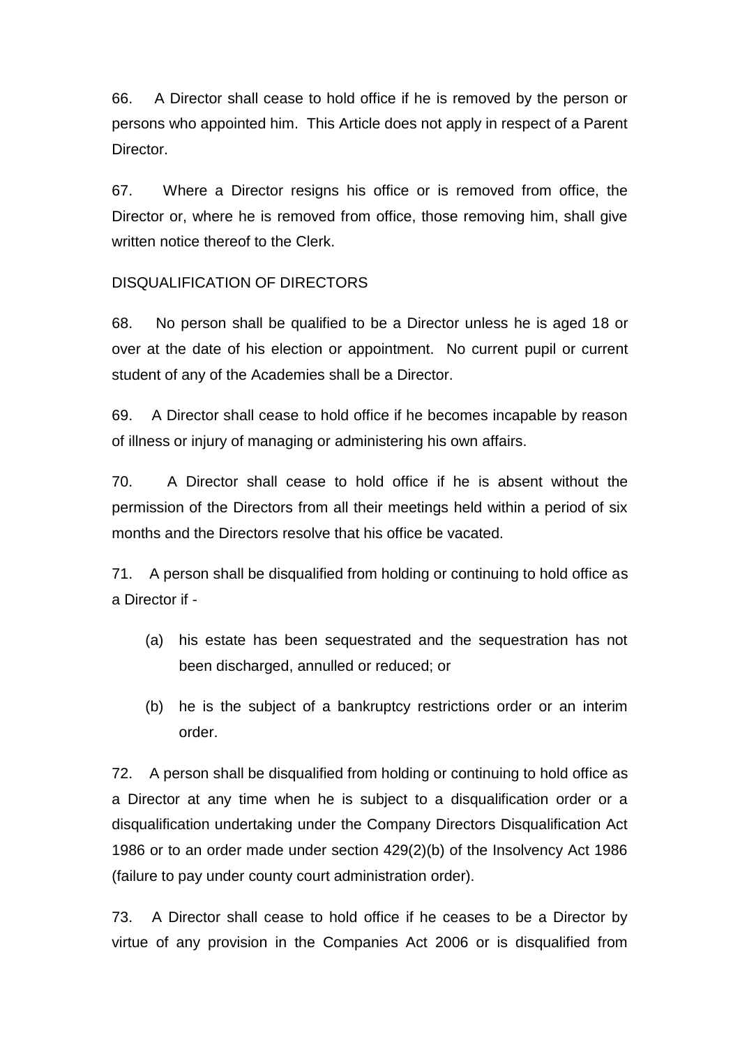66. A Director shall cease to hold office if he is removed by the person or persons who appointed him. This Article does not apply in respect of a Parent Director.

67. Where a Director resigns his office or is removed from office, the Director or, where he is removed from office, those removing him, shall give written notice thereof to the Clerk.

DISQUALIFICATION OF DIRECTORS

68. No person shall be qualified to be a Director unless he is aged 18 or over at the date of his election or appointment. No current pupil or current student of any of the Academies shall be a Director.

69. A Director shall cease to hold office if he becomes incapable by reason of illness or injury of managing or administering his own affairs.

70. A Director shall cease to hold office if he is absent without the permission of the Directors from all their meetings held within a period of six months and the Directors resolve that his office be vacated.

71. A person shall be disqualified from holding or continuing to hold office as a Director if -

(a) his estate has been sequestrated and the sequestration has not been discharged, annulled or reduced; or

(b) he is the subject of a bankruptcy restrictions order or an interim order.

72. A person shall be disqualified from holding or continuing to hold office as a Director at any time when he is subject to a disqualification order or a disqualification undertaking under the Company Directors Disqualification Act 1986 or to an order made under section 429(2)(b) of the Insolvency Act 1986 (failure to pay under county court administration order).

73. A Director shall cease to hold office if he ceases to be a Director by virtue of any provision in the Companies Act 2006 or is disqualified from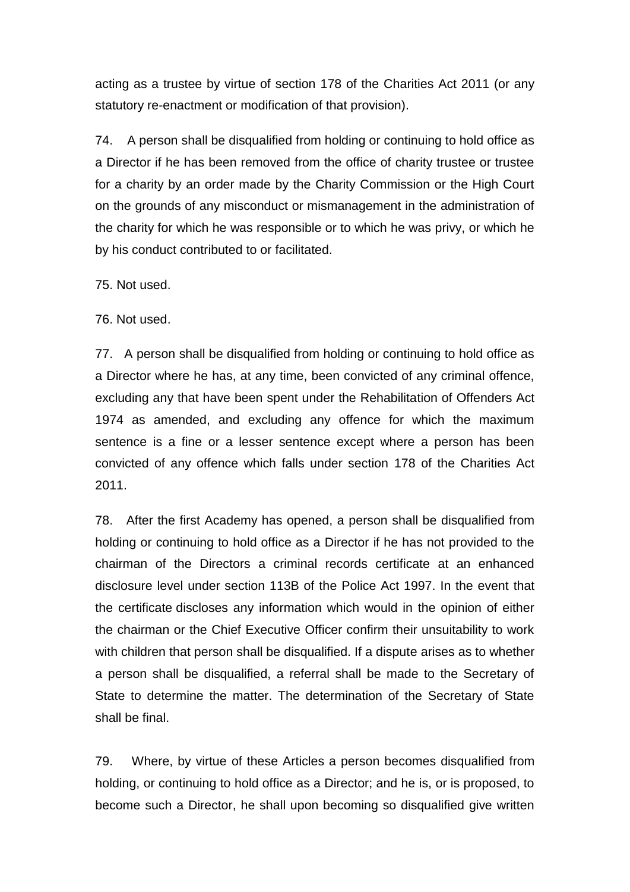acting as a trustee by virtue of section 178 of the Charities Act 2011 (or any statutory re-enactment or modification of that provision).

74. A person shall be disqualified from holding or continuing to hold office as a Director if he has been removed from the office of charity trustee or trustee for a charity by an order made by the Charity Commission or the High Court on the grounds of any misconduct or mismanagement in the administration of the charity for which he was responsible or to which he was privy, or which he by his conduct contributed to or facilitated.

75. Not used.

76. Not used.

77. A person shall be disqualified from holding or continuing to hold office as a Director where he has, at any time, been convicted of any criminal offence, excluding any that have been spent under the Rehabilitation of Offenders Act 1974 as amended, and excluding any offence for which the maximum sentence is a fine or a lesser sentence except where a person has been convicted of any offence which falls under section 178 of the Charities Act 2011.

78. After the first Academy has opened, a person shall be disqualified from holding or continuing to hold office as a Director if he has not provided to the chairman of the Directors a criminal records certificate at an enhanced disclosure level under section 113B of the Police Act 1997. In the event that the certificate discloses any information which would in the opinion of either the chairman or the Chief Executive Officer confirm their unsuitability to work with children that person shall be disqualified. If a dispute arises as to whether a person shall be disqualified, a referral shall be made to the Secretary of State to determine the matter. The determination of the Secretary of State shall be final.

79. Where, by virtue of these Articles a person becomes disqualified from holding, or continuing to hold office as a Director; and he is, or is proposed, to become such a Director, he shall upon becoming so disqualified give written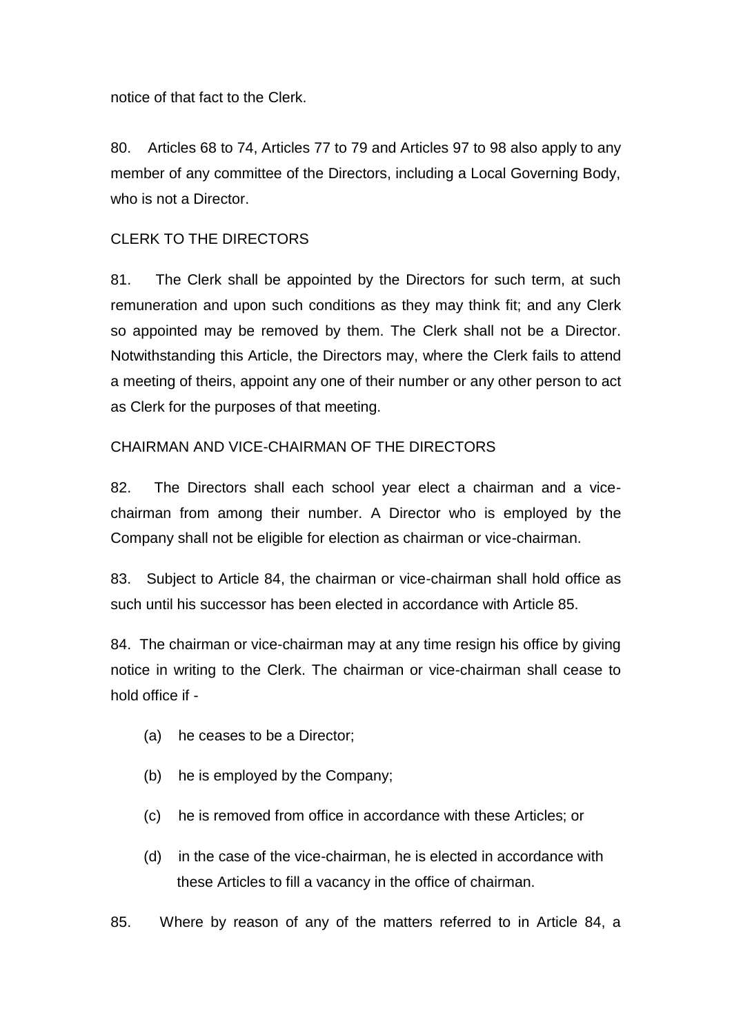notice of that fact to the Clerk.

80. Articles 68 to 74, Articles 77 to 79 and Articles 97 to 98 also apply to any member of any committee of the Directors, including a Local Governing Body, who is not a Director.

CLERK TO THE DIRECTORS

81. The Clerk shall be appointed by the Directors for such term, at such remuneration and upon such conditions as they may think fit; and any Clerk so appointed may be removed by them. The Clerk shall not be a Director. Notwithstanding this Article, the Directors may, where the Clerk fails to attend a meeting of theirs, appoint any one of their number or any other person to act as Clerk for the purposes of that meeting.

CHAIRMAN AND VICE-CHAIRMAN OF THE DIRECTORS

82. The Directors shall each school year elect a chairman and a vice-chairman from among their number. A Director who is employed by the Company shall not be eligible for election as chairman or vice-chairman.

83. Subject to Article 84, the chairman or vice-chairman shall hold office as such until his successor has been elected in accordance with Article 85.

84. The chairman or vice-chairman may at any time resign his office by giving notice in writing to the Clerk. The chairman or vice-chairman shall cease to hold office if -

(a) he ceases to be a Director;

(b) he is employed by the Company;

(c) he is removed from office in accordance with these Articles; or

(d) in the case of the vice-chairman, he is elected in accordance with these Articles to fill a vacancy in the office of chairman.

85. Where by reason of any of the matters referred to in Article 84, a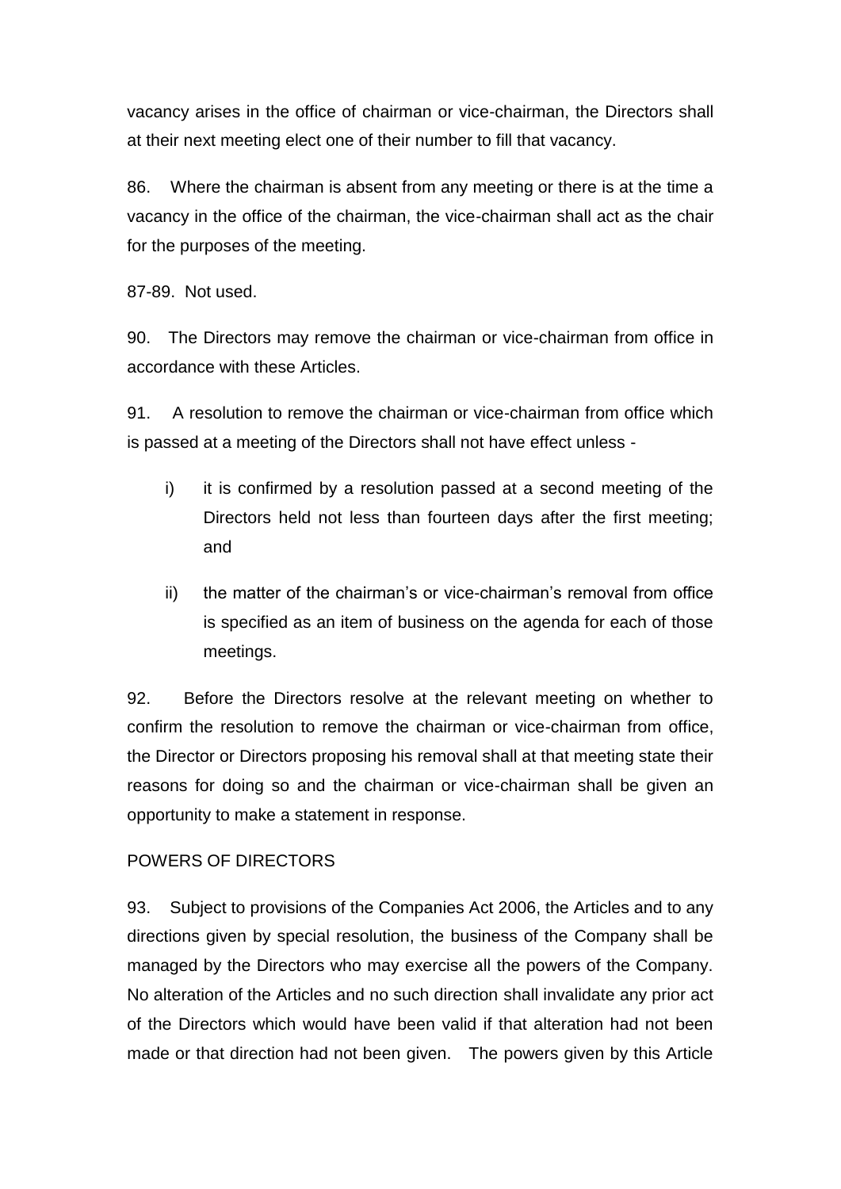vacancy arises in the office of chairman or vice-chairman, the Directors shall at their next meeting elect one of their number to fill that vacancy.

86. Where the chairman is absent from any meeting or there is at the time a vacancy in the office of the chairman, the vice-chairman shall act as the chair for the purposes of the meeting.

87-89. Not used.

90. The Directors may remove the chairman or vice-chairman from office in accordance with these Articles.

91. A resolution to remove the chairman or vice-chairman from office which is passed at a meeting of the Directors shall not have effect unless -

i) it is confirmed by a resolution passed at a second meeting of the Directors held not less than fourteen days after the first meeting; and

ii) the matter of the chairman's or vice-chairman's removal from office is specified as an item of business on the agenda for each of those meetings.

92. Before the Directors resolve at the relevant meeting on whether to confirm the resolution to remove the chairman or vice-chairman from office, the Director or Directors proposing his removal shall at that meeting state their reasons for doing so and the chairman or vice-chairman shall be given an opportunity to make a statement in response.

## POWERS OF DIRECTORS

93. Subject to provisions of the Companies Act 2006, the Articles and to any directions given by special resolution, the business of the Company shall be managed by the Directors who may exercise all the powers of the Company. No alteration of the Articles and no such direction shall invalidate any prior act of the Directors which would have been valid if that alteration had not been made or that direction had not been given. The powers given by this Article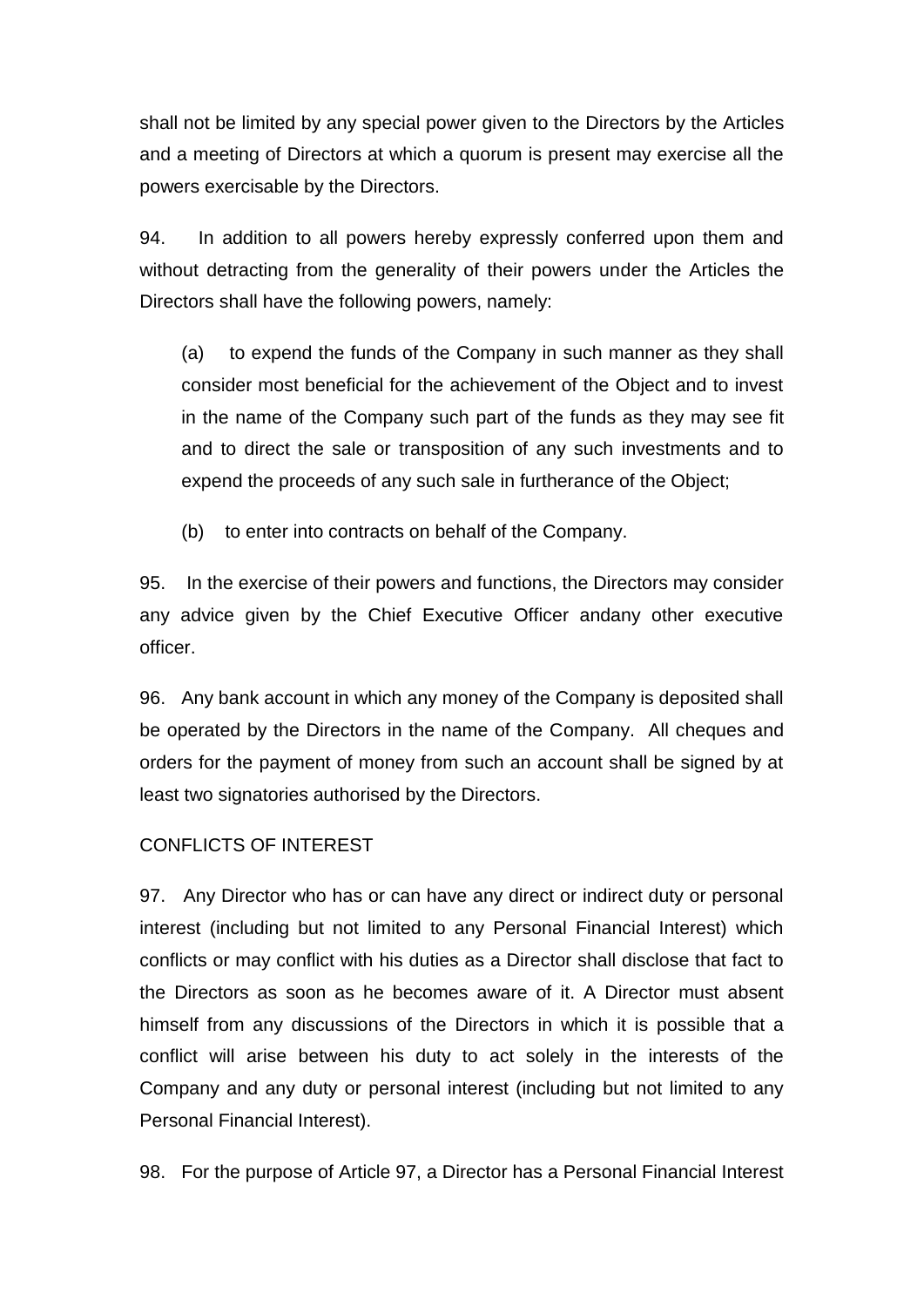shall not be limited by any special power given to the Directors by the Articles and a meeting of Directors at which a quorum is present may exercise all the powers exercisable by the Directors.

94. In addition to all powers hereby expressly conferred upon them and without detracting from the generality of their powers under the Articles the Directors shall have the following powers, namely:

(a) to expend the funds of the Company in such manner as they shall consider most beneficial for the achievement of the Object and to invest in the name of the Company such part of the funds as they may see fit and to direct the sale or transposition of any such investments and to expend the proceeds of any such sale in furtherance of the Object;

(b) to enter into contracts on behalf of the Company.

95. In the exercise of their powers and functions, the Directors may consider any advice given by the Chief Executive Officer andany other executive officer.

96. Any bank account in which any money of the Company is deposited shall be operated by the Directors in the name of the Company. All cheques and orders for the payment of money from such an account shall be signed by at least two signatories authorised by the Directors.

## CONFLICTS OF INTEREST

97. Any Director who has or can have any direct or indirect duty or personal interest (including but not limited to any Personal Financial Interest) which conflicts or may conflict with his duties as a Director shall disclose that fact to the Directors as soon as he becomes aware of it. A Director must absent himself from any discussions of the Directors in which it is possible that a conflict will arise between his duty to act solely in the interests of the Company and any duty or personal interest (including but not limited to any Personal Financial Interest).

98. For the purpose of Article 97, a Director has a Personal Financial Interest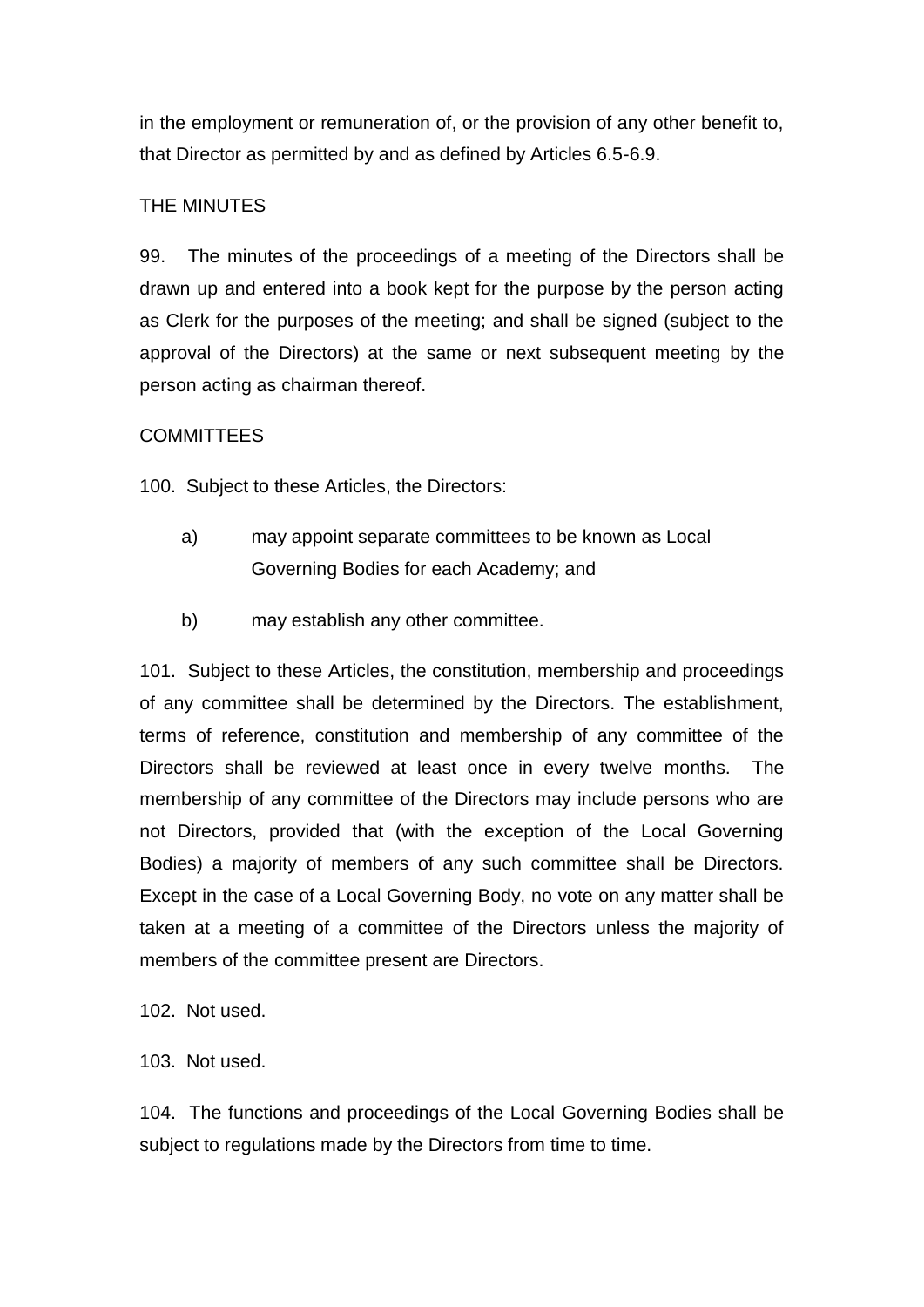in the employment or remuneration of, or the provision of any other benefit to, that Director as permitted by and as defined by Articles 6.5-6.9.

THE MINUTES

99. The minutes of the proceedings of a meeting of the Directors shall be drawn up and entered into a book kept for the purpose by the person acting as Clerk for the purposes of the meeting; and shall be signed (subject to the approval of the Directors) at the same or next subsequent meeting by the person acting as chairman thereof.

COMMITTEES

100. Subject to these Articles, the Directors:

a) may appoint separate committees to be known as Local Governing Bodies for each Academy; and

b) may establish any other committee.

101. Subject to these Articles, the constitution, membership and proceedings of any committee shall be determined by the Directors. The establishment, terms of reference, constitution and membership of any committee of the Directors shall be reviewed at least once in every twelve months. The membership of any committee of the Directors may include persons who are not Directors, provided that (with the exception of the Local Governing Bodies) a majority of members of any such committee shall be Directors. Except in the case of a Local Governing Body, no vote on any matter shall be taken at a meeting of a committee of the Directors unless the majority of members of the committee present are Directors.

102. Not used.

103. Not used.

104. The functions and proceedings of the Local Governing Bodies shall be subject to regulations made by the Directors from time to time.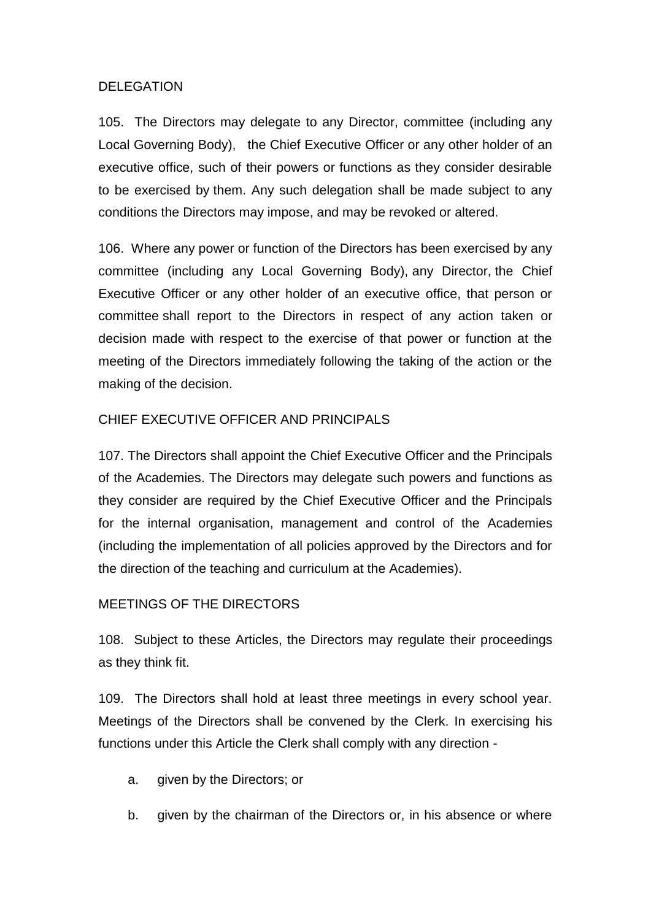## DELEGATION

105. The Directors may delegate to any Director, committee (including any Local Governing Body), the Chief Executive Officer or any other holder of an executive office, such of their powers or functions as they consider desirable to be exercised by them. Any such delegation shall be made subject to any conditions the Directors may impose, and may be revoked or altered.

106. Where any power or function of the Directors has been exercised by any committee (including any Local Governing Body), any Director, the Chief Executive Officer or any other holder of an executive office, that person or committee shall report to the Directors in respect of any action taken or decision made with respect to the exercise of that power or function at the meeting of the Directors immediately following the taking of the action or the making of the decision.

## CHIEF EXECUTIVE OFFICER AND PRINCIPALS

107. The Directors shall appoint the Chief Executive Officer and the Principals of the Academies. The Directors may delegate such powers and functions as they consider are required by the Chief Executive Officer and the Principals for the internal organisation, management and control of the Academies (including the implementation of all policies approved by the Directors and for the direction of the teaching and curriculum at the Academies).

## MEETINGS OF THE DIRECTORS

108. Subject to these Articles, the Directors may regulate their proceedings as they think fit.

109. The Directors shall hold at least three meetings in every school year. Meetings of the Directors shall be convened by the Clerk. In exercising his functions under this Article the Clerk shall comply with any direction -

a. given by the Directors; or

b. given by the chairman of the Directors or, in his absence or where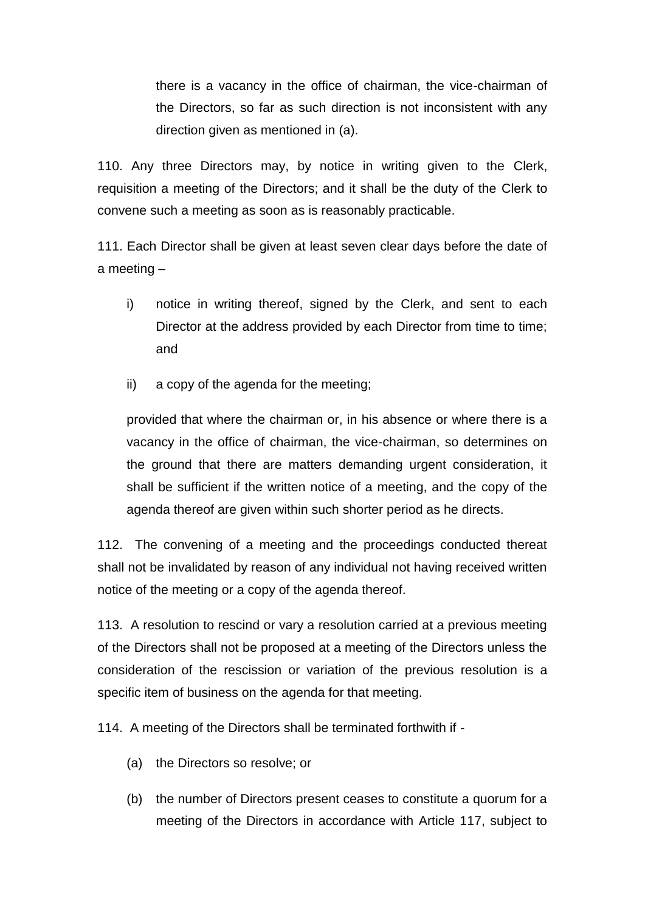there is a vacancy in the office of chairman, the vice-chairman of the Directors, so far as such direction is not inconsistent with any direction given as mentioned in (a).

110. Any three Directors may, by notice in writing given to the Clerk, requisition a meeting of the Directors; and it shall be the duty of the Clerk to convene such a meeting as soon as is reasonably practicable.

111. Each Director shall be given at least seven clear days before the date of a meeting –

i) notice in writing thereof, signed by the Clerk, and sent to each Director at the address provided by each Director from time to time; and

ii) a copy of the agenda for the meeting;

provided that where the chairman or, in his absence or where there is a vacancy in the office of chairman, the vice-chairman, so determines on the ground that there are matters demanding urgent consideration, it shall be sufficient if the written notice of a meeting, and the copy of the agenda thereof are given within such shorter period as he directs.

112. The convening of a meeting and the proceedings conducted thereat shall not be invalidated by reason of any individual not having received written notice of the meeting or a copy of the agenda thereof.

113. A resolution to rescind or vary a resolution carried at a previous meeting of the Directors shall not be proposed at a meeting of the Directors unless the consideration of the rescission or variation of the previous resolution is a specific item of business on the agenda for that meeting.

114. A meeting of the Directors shall be terminated forthwith if -

(a) the Directors so resolve; or

(b) the number of Directors present ceases to constitute a quorum for a meeting of the Directors in accordance with Article 117, subject to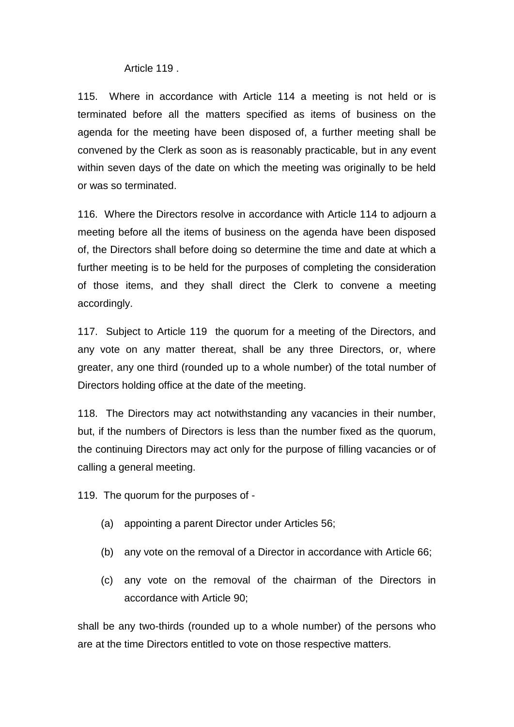Article 119 .

115. Where in accordance with Article 114 a meeting is not held or is terminated before all the matters specified as items of business on the agenda for the meeting have been disposed of, a further meeting shall be convened by the Clerk as soon as is reasonably practicable, but in any event within seven days of the date on which the meeting was originally to be held or was so terminated.

116. Where the Directors resolve in accordance with Article 114 to adjourn a meeting before all the items of business on the agenda have been disposed of, the Directors shall before doing so determine the time and date at which a further meeting is to be held for the purposes of completing the consideration of those items, and they shall direct the Clerk to convene a meeting accordingly.

117. Subject to Article 119 the quorum for a meeting of the Directors, and any vote on any matter thereat, shall be any three Directors, or, where greater, any one third (rounded up to a whole number) of the total number of Directors holding office at the date of the meeting.

118. The Directors may act notwithstanding any vacancies in their number, but, if the numbers of Directors is less than the number fixed as the quorum, the continuing Directors may act only for the purpose of filling vacancies or of calling a general meeting.

119. The quorum for the purposes of -

(a) appointing a parent Director under Articles 56;

(b) any vote on the removal of a Director in accordance with Article 66;

(c) any vote on the removal of the chairman of the Directors in accordance with Article 90;

shall be any two-thirds (rounded up to a whole number) of the persons who are at the time Directors entitled to vote on those respective matters.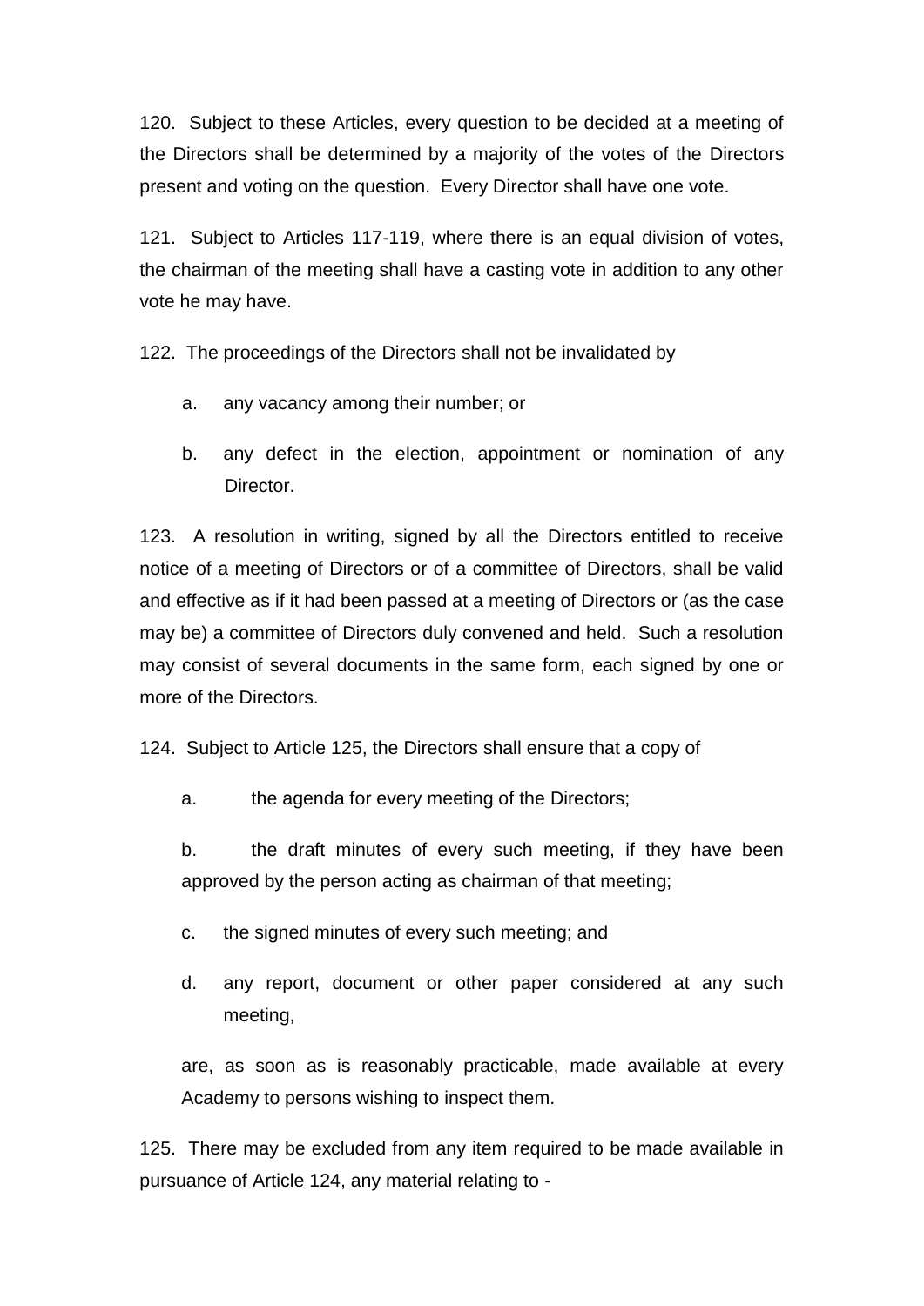120. Subject to these Articles, every question to be decided at a meeting of the Directors shall be determined by a majority of the votes of the Directors present and voting on the question. Every Director shall have one vote.

121. Subject to Articles 117-119, where there is an equal division of votes, the chairman of the meeting shall have a casting vote in addition to any other vote he may have.

122. The proceedings of the Directors shall not be invalidated by

a. any vacancy among their number; or

b. any defect in the election, appointment or nomination of any Director.

123. A resolution in writing, signed by all the Directors entitled to receive notice of a meeting of Directors or of a committee of Directors, shall be valid and effective as if it had been passed at a meeting of Directors or (as the case may be) a committee of Directors duly convened and held. Such a resolution may consist of several documents in the same form, each signed by one or more of the Directors.

124. Subject to Article 125, the Directors shall ensure that a copy of

a. the agenda for every meeting of the Directors;

b. the draft minutes of every such meeting, if they have been approved by the person acting as chairman of that meeting;

c. the signed minutes of every such meeting; and

d. any report, document or other paper considered at any such meeting,

are, as soon as is reasonably practicable, made available at every Academy to persons wishing to inspect them.

125. There may be excluded from any item required to be made available in pursuance of Article 124, any material relating to -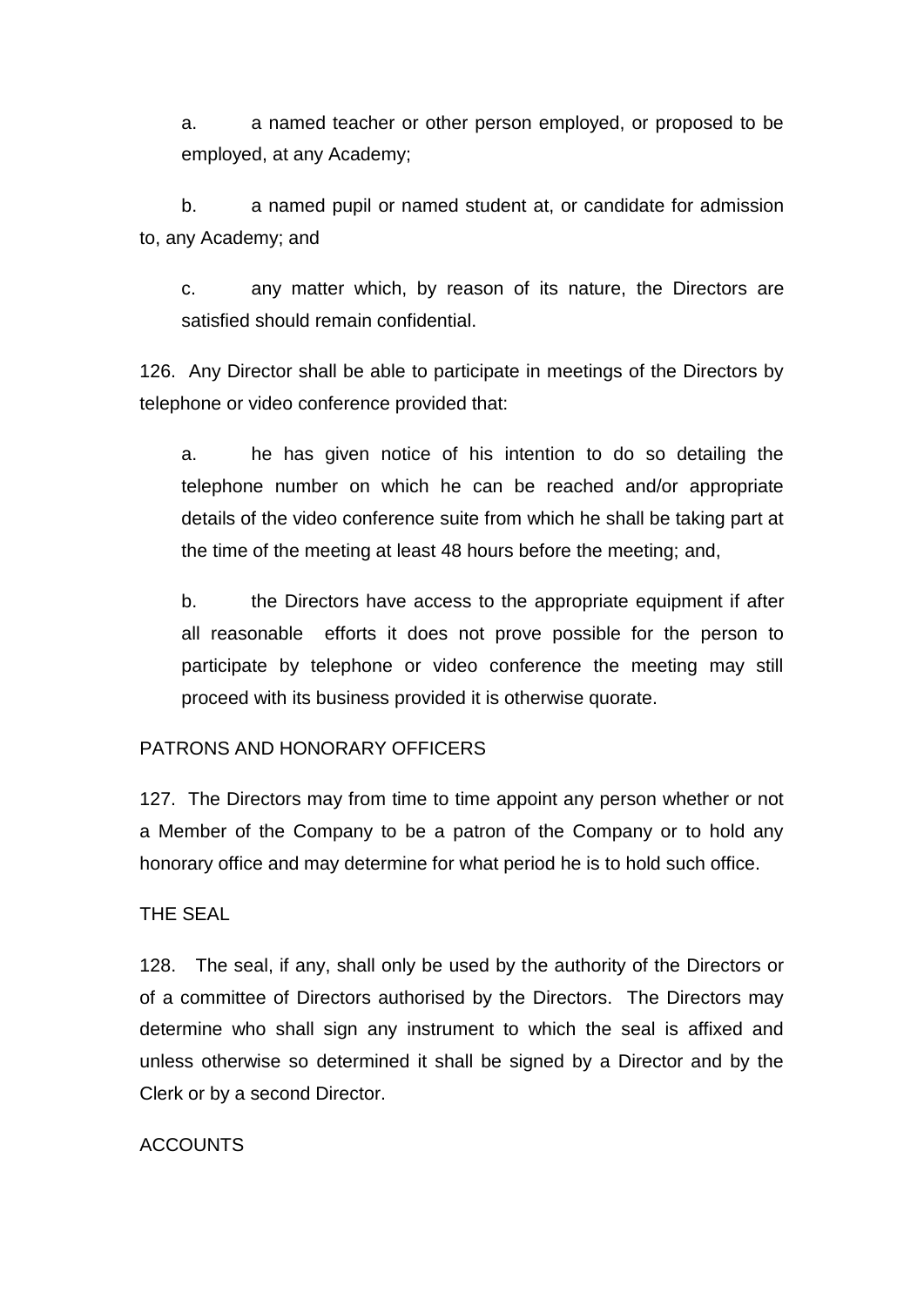a. a named teacher or other person employed, or proposed to be employed, at any Academy;

b. a named pupil or named student at, or candidate for admission to, any Academy; and

c. any matter which, by reason of its nature, the Directors are satisfied should remain confidential.

126. Any Director shall be able to participate in meetings of the Directors by telephone or video conference provided that:

a. he has given notice of his intention to do so detailing the telephone number on which he can be reached and/or appropriate details of the video conference suite from which he shall be taking part at the time of the meeting at least 48 hours before the meeting; and,

b. the Directors have access to the appropriate equipment if after all reasonable efforts it does not prove possible for the person to participate by telephone or video conference the meeting may still proceed with its business provided it is otherwise quorate.

PATRONS AND HONORARY OFFICERS

127. The Directors may from time to time appoint any person whether or not a Member of the Company to be a patron of the Company or to hold any honorary office and may determine for what period he is to hold such office.

THE SEAL

128. The seal, if any, shall only be used by the authority of the Directors or of a committee of Directors authorised by the Directors. The Directors may determine who shall sign any instrument to which the seal is affixed and unless otherwise so determined it shall be signed by a Director and by the Clerk or by a second Director.

ACCOUNTS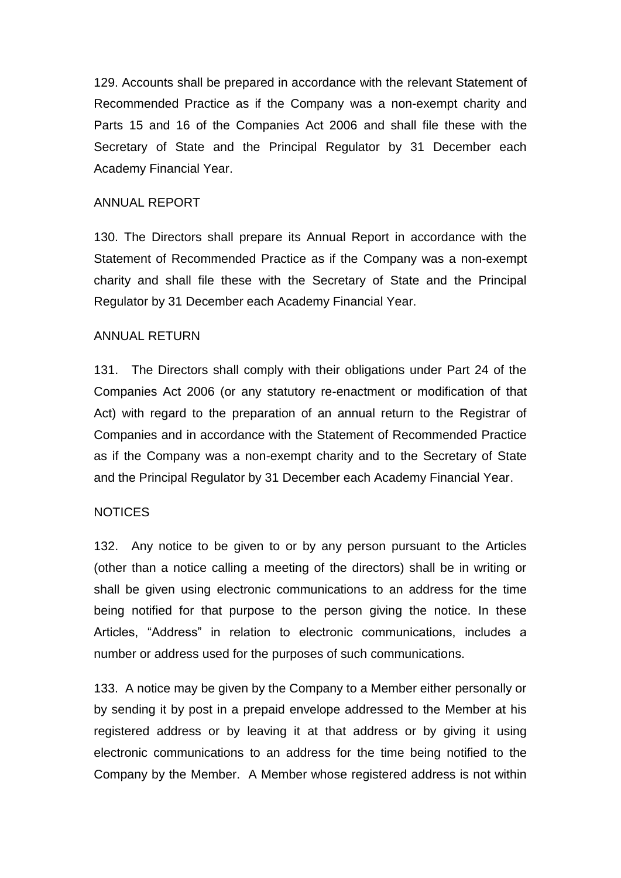129. Accounts shall be prepared in accordance with the relevant Statement of Recommended Practice as if the Company was a non-exempt charity and Parts 15 and 16 of the Companies Act 2006 and shall file these with the Secretary of State and the Principal Regulator by 31 December each Academy Financial Year.

## ANNUAL REPORT

130. The Directors shall prepare its Annual Report in accordance with the Statement of Recommended Practice as if the Company was a non-exempt charity and shall file these with the Secretary of State and the Principal Regulator by 31 December each Academy Financial Year.

## ANNUAL RETURN

131. The Directors shall comply with their obligations under Part 24 of the Companies Act 2006 (or any statutory re-enactment or modification of that Act) with regard to the preparation of an annual return to the Registrar of Companies and in accordance with the Statement of Recommended Practice as if the Company was a non-exempt charity and to the Secretary of State and the Principal Regulator by 31 December each Academy Financial Year.

## NOTICES

132. Any notice to be given to or by any person pursuant to the Articles (other than a notice calling a meeting of the directors) shall be in writing or shall be given using electronic communications to an address for the time being notified for that purpose to the person giving the notice. In these Articles, "Address" in relation to electronic communications, includes a number or address used for the purposes of such communications.

133. A notice may be given by the Company to a Member either personally or by sending it by post in a prepaid envelope addressed to the Member at his registered address or by leaving it at that address or by giving it using electronic communications to an address for the time being notified to the Company by the Member. A Member whose registered address is not within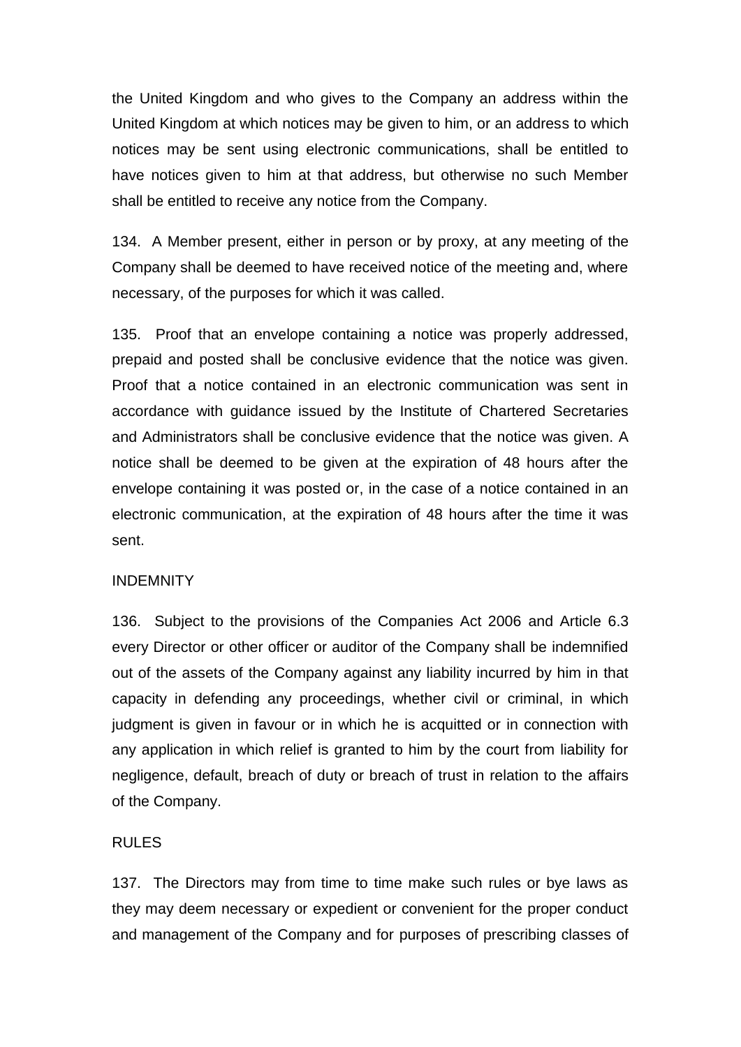the United Kingdom and who gives to the Company an address within the United Kingdom at which notices may be given to him, or an address to which notices may be sent using electronic communications, shall be entitled to have notices given to him at that address, but otherwise no such Member shall be entitled to receive any notice from the Company.

134. A Member present, either in person or by proxy, at any meeting of the Company shall be deemed to have received notice of the meeting and, where necessary, of the purposes for which it was called.

135. Proof that an envelope containing a notice was properly addressed, prepaid and posted shall be conclusive evidence that the notice was given. Proof that a notice contained in an electronic communication was sent in accordance with guidance issued by the Institute of Chartered Secretaries and Administrators shall be conclusive evidence that the notice was given. A notice shall be deemed to be given at the expiration of 48 hours after the envelope containing it was posted or, in the case of a notice contained in an electronic communication, at the expiration of 48 hours after the time it was sent.

INDEMNITY

136. Subject to the provisions of the Companies Act 2006 and Article 6.3 every Director or other officer or auditor of the Company shall be indemnified out of the assets of the Company against any liability incurred by him in that capacity in defending any proceedings, whether civil or criminal, in which judgment is given in favour or in which he is acquitted or in connection with any application in which relief is granted to him by the court from liability for negligence, default, breach of duty or breach of trust in relation to the affairs of the Company.

RULES

137. The Directors may from time to time make such rules or bye laws as they may deem necessary or expedient or convenient for the proper conduct and management of the Company and for purposes of prescribing classes of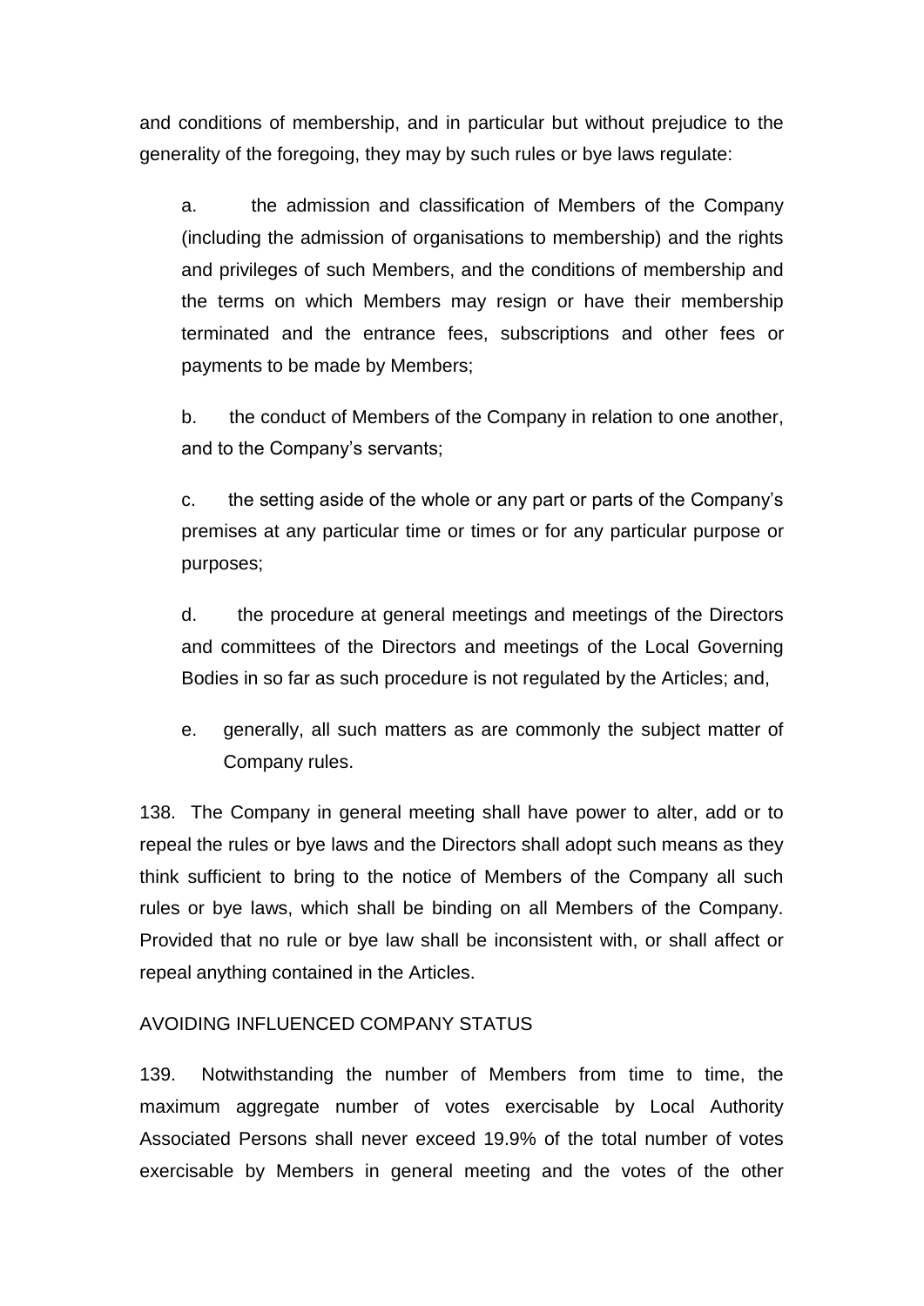and conditions of membership, and in particular but without prejudice to the generality of the foregoing, they may by such rules or bye laws regulate:

a. the admission and classification of Members of the Company (including the admission of organisations to membership) and the rights and privileges of such Members, and the conditions of membership and the terms on which Members may resign or have their membership terminated and the entrance fees, subscriptions and other fees or payments to be made by Members;

b. the conduct of Members of the Company in relation to one another, and to the Company's servants;

c. the setting aside of the whole or any part or parts of the Company's premises at any particular time or times or for any particular purpose or purposes;

d. the procedure at general meetings and meetings of the Directors and committees of the Directors and meetings of the Local Governing Bodies in so far as such procedure is not regulated by the Articles; and,

e. generally, all such matters as are commonly the subject matter of Company rules.

138. The Company in general meeting shall have power to alter, add or to repeal the rules or bye laws and the Directors shall adopt such means as they think sufficient to bring to the notice of Members of the Company all such rules or bye laws, which shall be binding on all Members of the Company. Provided that no rule or bye law shall be inconsistent with, or shall affect or repeal anything contained in the Articles.

AVOIDING INFLUENCED COMPANY STATUS

139. Notwithstanding the number of Members from time to time, the maximum aggregate number of votes exercisable by Local Authority Associated Persons shall never exceed 19.9% of the total number of votes exercisable by Members in general meeting and the votes of the other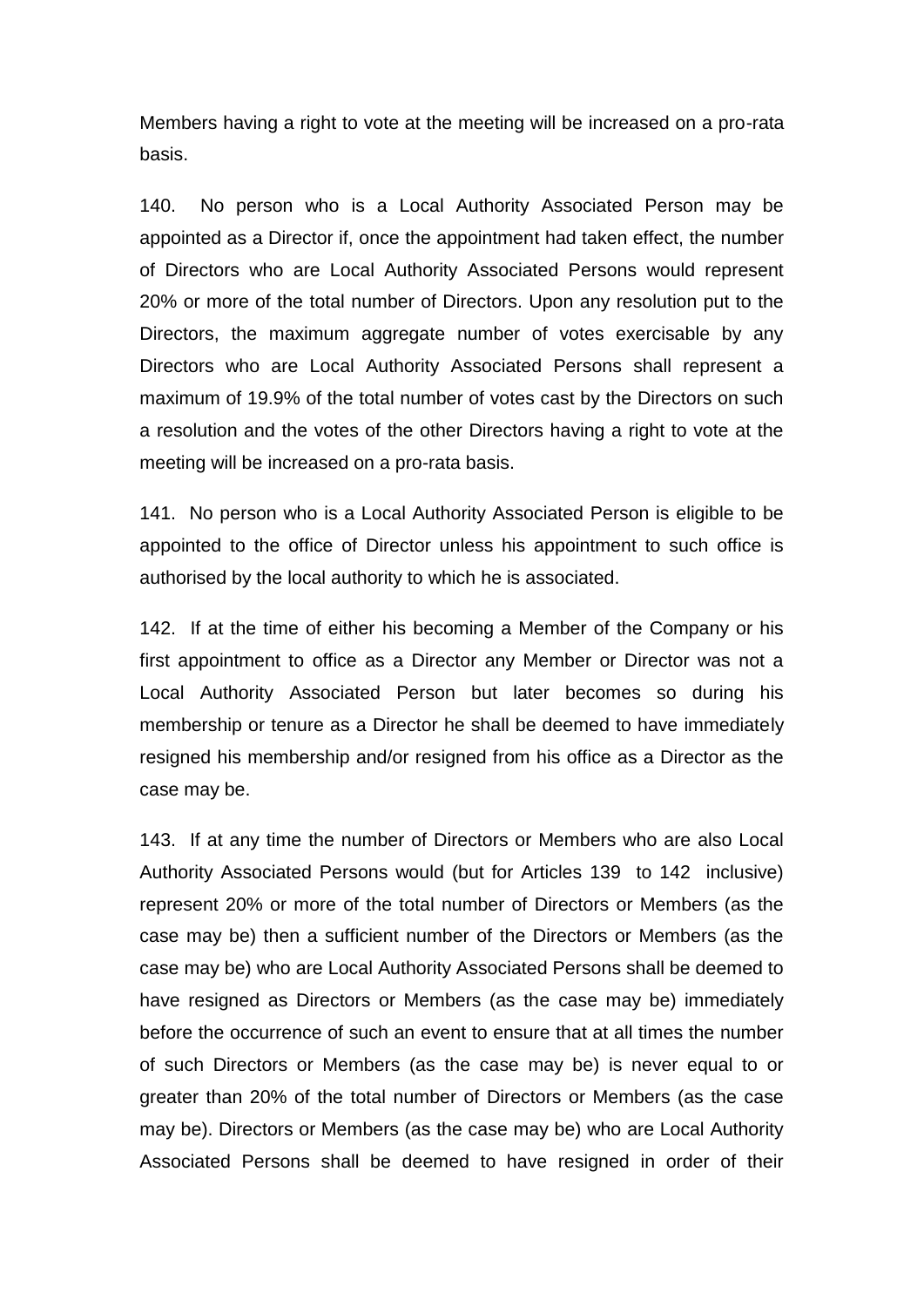Members having a right to vote at the meeting will be increased on a pro-rata basis.

140. No person who is a Local Authority Associated Person may be appointed as a Director if, once the appointment had taken effect, the number of Directors who are Local Authority Associated Persons would represent 20% or more of the total number of Directors. Upon any resolution put to the Directors, the maximum aggregate number of votes exercisable by any Directors who are Local Authority Associated Persons shall represent a maximum of 19.9% of the total number of votes cast by the Directors on such a resolution and the votes of the other Directors having a right to vote at the meeting will be increased on a pro-rata basis.

141. No person who is a Local Authority Associated Person is eligible to be appointed to the office of Director unless his appointment to such office is authorised by the local authority to which he is associated.

142. If at the time of either his becoming a Member of the Company or his first appointment to office as a Director any Member or Director was not a Local Authority Associated Person but later becomes so during his membership or tenure as a Director he shall be deemed to have immediately resigned his membership and/or resigned from his office as a Director as the case may be.

143. If at any time the number of Directors or Members who are also Local Authority Associated Persons would (but for Articles 139 to 142 inclusive) represent 20% or more of the total number of Directors or Members (as the case may be) then a sufficient number of the Directors or Members (as the case may be) who are Local Authority Associated Persons shall be deemed to have resigned as Directors or Members (as the case may be) immediately before the occurrence of such an event to ensure that at all times the number of such Directors or Members (as the case may be) is never equal to or greater than 20% of the total number of Directors or Members (as the case may be). Directors or Members (as the case may be) who are Local Authority Associated Persons shall be deemed to have resigned in order of their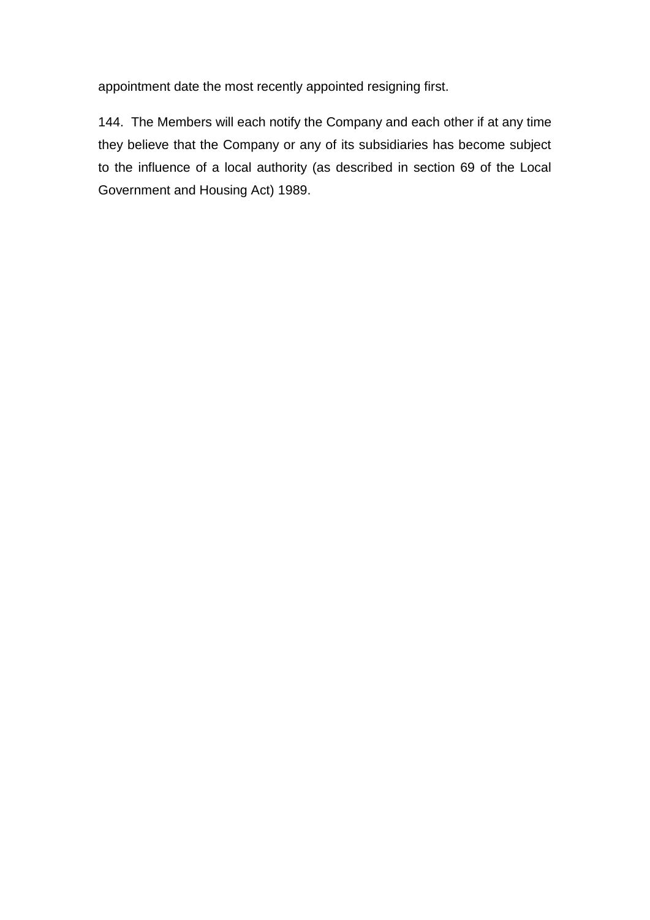appointment date the most recently appointed resigning first.

144. The Members will each notify the Company and each other if at any time they believe that the Company or any of its subsidiaries has become subject to the influence of a local authority (as described in section 69 of the Local Government and Housing Act) 1989.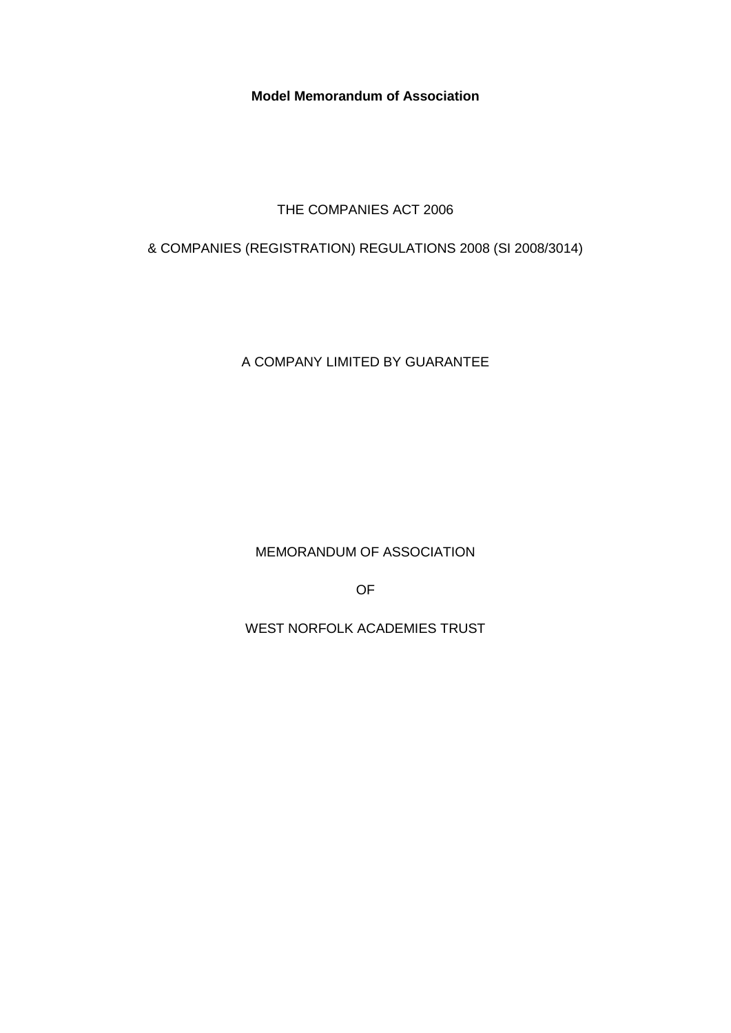**Model Memorandum of Association**

THE COMPANIES ACT 2006

& COMPANIES (REGISTRATION) REGULATIONS 2008 (SI 2008/3014)

A COMPANY LIMITED BY GUARANTEE

MEMORANDUM OF ASSOCIATION

OF

WEST NORFOLK ACADEMIES TRUST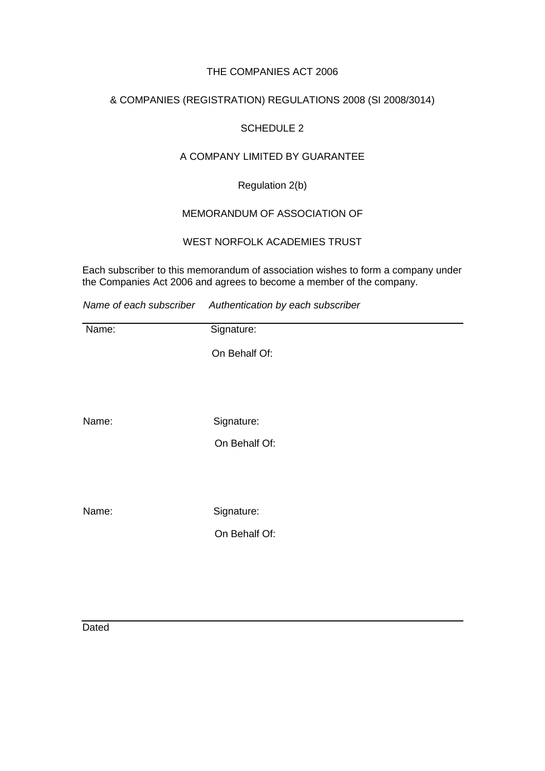THE COMPANIES ACT 2006

& COMPANIES (REGISTRATION) REGULATIONS 2008 (SI 2008/3014)

SCHEDULE 2

A COMPANY LIMITED BY GUARANTEE

Regulation 2(b)

MEMORANDUM OF ASSOCIATION OF

WEST NORFOLK ACADEMIES TRUST

Each subscriber to this memorandum of association wishes to form a company under the Companies Act 2006 and agrees to become a member of the company.

| *Name of each subscriber* | *Authentication by each subscriber* |
|---|---|
| Name: | Signature: |
| | On Behalf Of: |
| Name: | Signature: |
| | On Behalf Of: |
| Name: | Signature: |
| | On Behalf Of: |

Dated